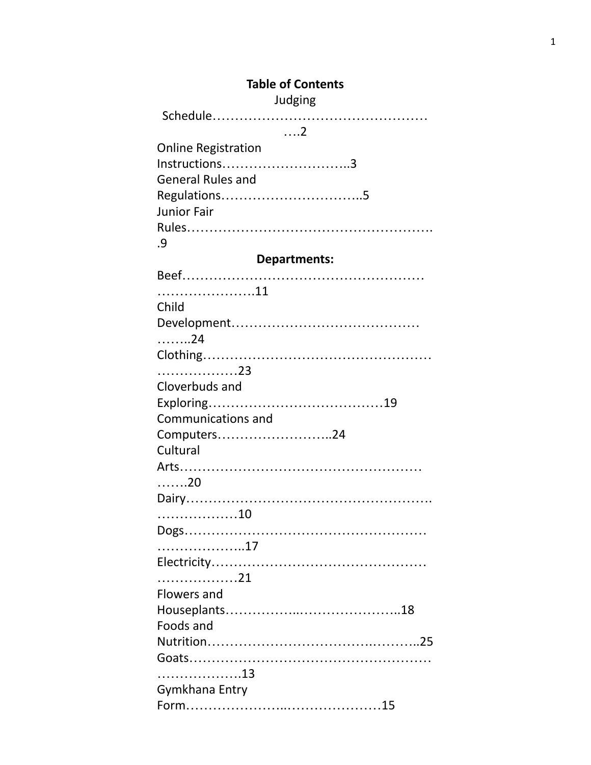# Table of Contents

Judging Schedule……………………………………………….2

Online Registration Instructions………………………..3

General Rules and Regulations…………………………..5

Junior Fair Rules……………………………………………….9

## Departments:

Beef……………………………………………………………………11

Child Development……………………………………………..24

Clothing…………………………………………………………………23

Cloverbuds and Exploring…………………………………19

Communications and Computers……………………..24

Cultural Arts………………………………………………………20

Dairy………………………………………………………………….10

Dogs……………………………………………………………………..17

Electricity……………………………………………………………21

Flowers and Houseplants……………..…………………..18

Foods and Nutrition……………………………..………..25

Goats……………………………………………………………….13

Gymkhana Entry Form…………………..…………………15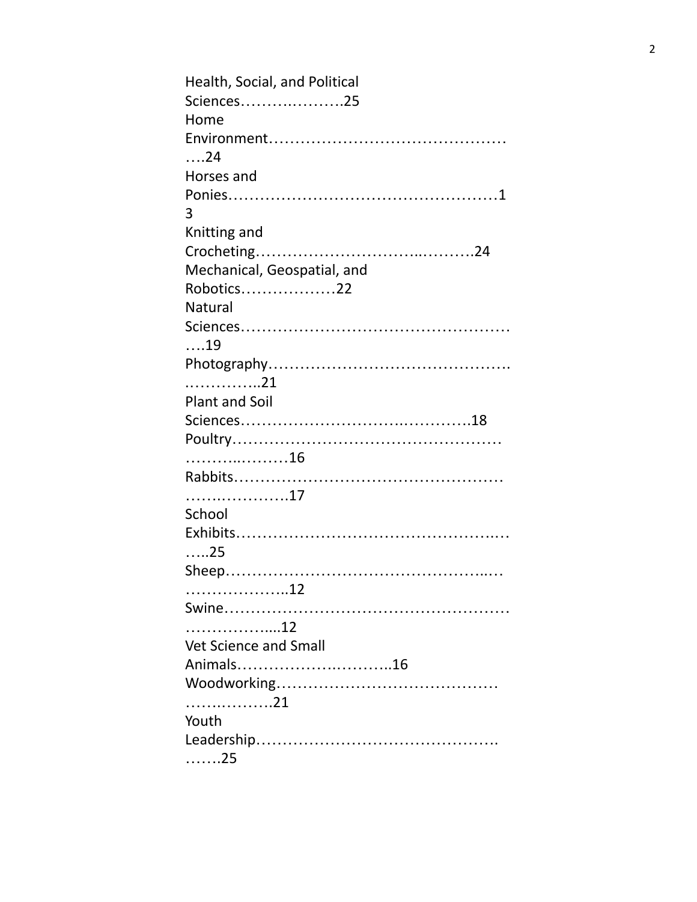Health, Social, and Political Sciences……….……….25
Home Environment……………………………………….24
Horses and Ponies……………………………………………13
Knitting and Crocheting…………………………..……….24
Mechanical, Geospatial, and Robotics………………22
Natural Sciences…………………………………………….19
Photography……………………………………….……………..21
Plant and Soil Sciences……………………….………….18
Poultry…………………………………………………….………16
Rabbits……………………………………………………….……….17
School Exhibits……………………………………………..…..25
Sheep……………………………………………..………………..12
Swine………………………………………………………………....12
Vet Science and Small Animals…………….………..16
Woodworking…………………………………………….……….21
Youth Leadership……………………………………….…….25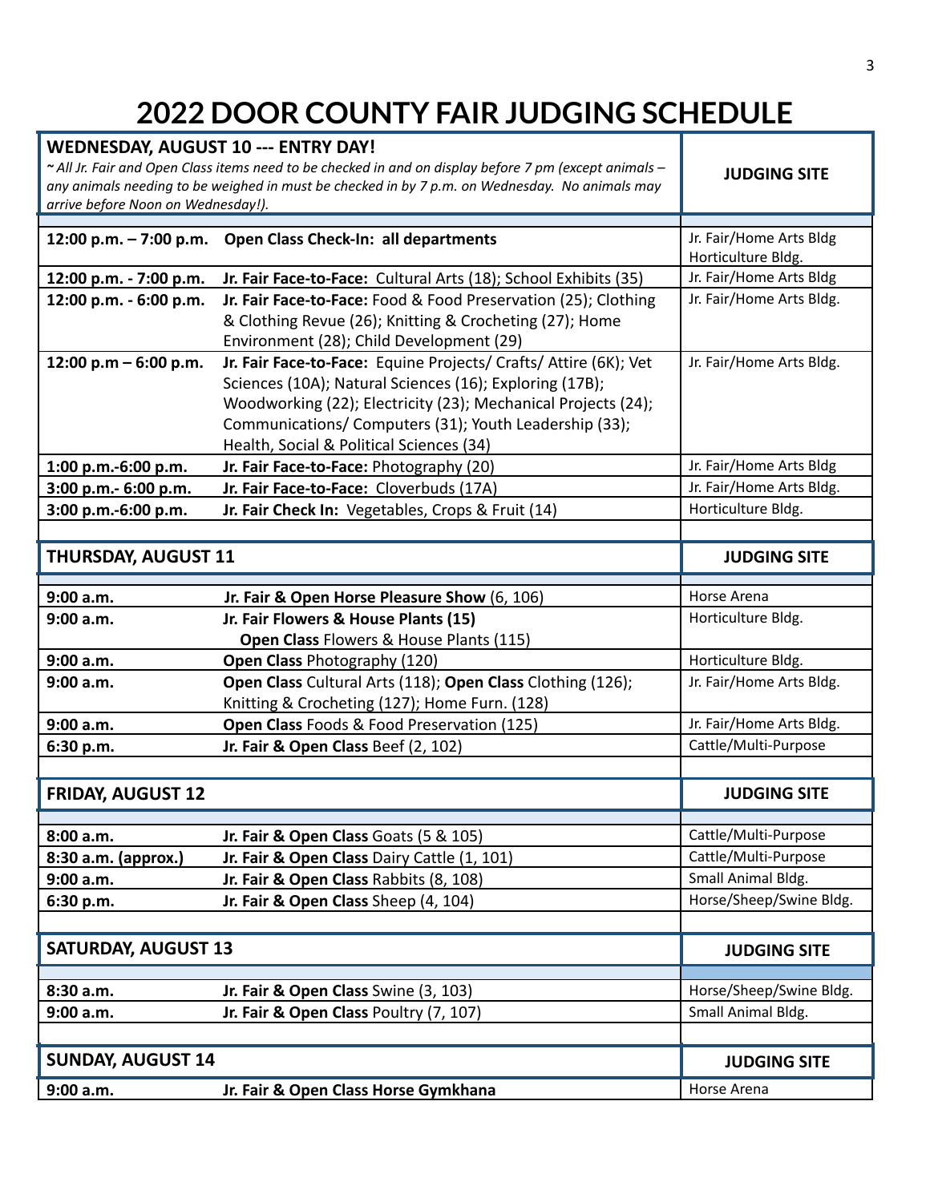# 2022 DOOR COUNTY FAIR JUDGING SCHEDULE

| **WEDNESDAY, AUGUST 10 --- ENTRY DAY!** *~ All Jr. Fair and Open Class items need to be checked in and on display before 7 pm (except animals – any animals needing to be weighed in must be checked in by 7 p.m. on Wednesday. No animals may arrive before Noon on Wednesday!).* | | **JUDGING SITE** |
|---|---|---|
| **12:00 p.m. – 7:00 p.m.** | **Open Class Check-In: all departments** | Jr. Fair/Home Arts Bldg Horticulture Bldg. |
| **12:00 p.m. - 7:00 p.m.** | **Jr. Fair Face-to-Face:** Cultural Arts (18); School Exhibits (35) | Jr. Fair/Home Arts Bldg |
| **12:00 p.m. - 6:00 p.m.** | **Jr. Fair Face-to-Face:** Food & Food Preservation (25); Clothing & Clothing Revue (26); Knitting & Crocheting (27); Home Environment (28); Child Development (29) | Jr. Fair/Home Arts Bldg. |
| **12:00 p.m – 6:00 p.m.** | **Jr. Fair Face-to-Face:** Equine Projects/ Crafts/ Attire (6K); Vet Sciences (10A); Natural Sciences (16); Exploring (17B); Woodworking (22); Electricity (23); Mechanical Projects (24); Communications/ Computers (31); Youth Leadership (33); Health, Social & Political Sciences (34) | Jr. Fair/Home Arts Bldg. |
| **1:00 p.m.-6:00 p.m.** | **Jr. Fair Face-to-Face:** Photography (20) | Jr. Fair/Home Arts Bldg |
| **3:00 p.m.- 6:00 p.m.** | **Jr. Fair Face-to-Face:** Cloverbuds (17A) | Jr. Fair/Home Arts Bldg. |
| **3:00 p.m.-6:00 p.m.** | **Jr. Fair Check In:** Vegetables, Crops & Fruit (14) | Horticulture Bldg. |
| **THURSDAY, AUGUST 11** | | **JUDGING SITE** |
| **9:00 a.m.** | **Jr. Fair & Open Horse Pleasure Show** (6, 106) | Horse Arena |
| **9:00 a.m.** | **Jr. Fair Flowers & House Plants (15)** **Open Class** Flowers & House Plants (115) | Horticulture Bldg. |
| **9:00 a.m.** | **Open Class** Photography (120) | Horticulture Bldg. |
| **9:00 a.m.** | **Open Class** Cultural Arts (118); **Open Class** Clothing (126); Knitting & Crocheting (127); Home Furn. (128) | Jr. Fair/Home Arts Bldg. |
| **9:00 a.m.** | **Open Class** Foods & Food Preservation (125) | Jr. Fair/Home Arts Bldg. |
| **6:30 p.m.** | **Jr. Fair & Open Class** Beef (2, 102) | Cattle/Multi-Purpose |
| **FRIDAY, AUGUST 12** | | **JUDGING SITE** |
| **8:00 a.m.** | **Jr. Fair & Open Class** Goats (5 & 105) | Cattle/Multi-Purpose |
| **8:30 a.m. (approx.)** | **Jr. Fair & Open Class** Dairy Cattle (1, 101) | Cattle/Multi-Purpose |
| **9:00 a.m.** | **Jr. Fair & Open Class** Rabbits (8, 108) | Small Animal Bldg. |
| **6:30 p.m.** | **Jr. Fair & Open Class** Sheep (4, 104) | Horse/Sheep/Swine Bldg. |
| **SATURDAY, AUGUST 13** | | **JUDGING SITE** |
| **8:30 a.m.** | **Jr. Fair & Open Class** Swine (3, 103) | Horse/Sheep/Swine Bldg. |
| **9:00 a.m.** | **Jr. Fair & Open Class** Poultry (7, 107) | Small Animal Bldg. |
| **SUNDAY, AUGUST 14** | | **JUDGING SITE** |
| **9:00 a.m.** | **Jr. Fair & Open Class Horse Gymkhana** | Horse Arena |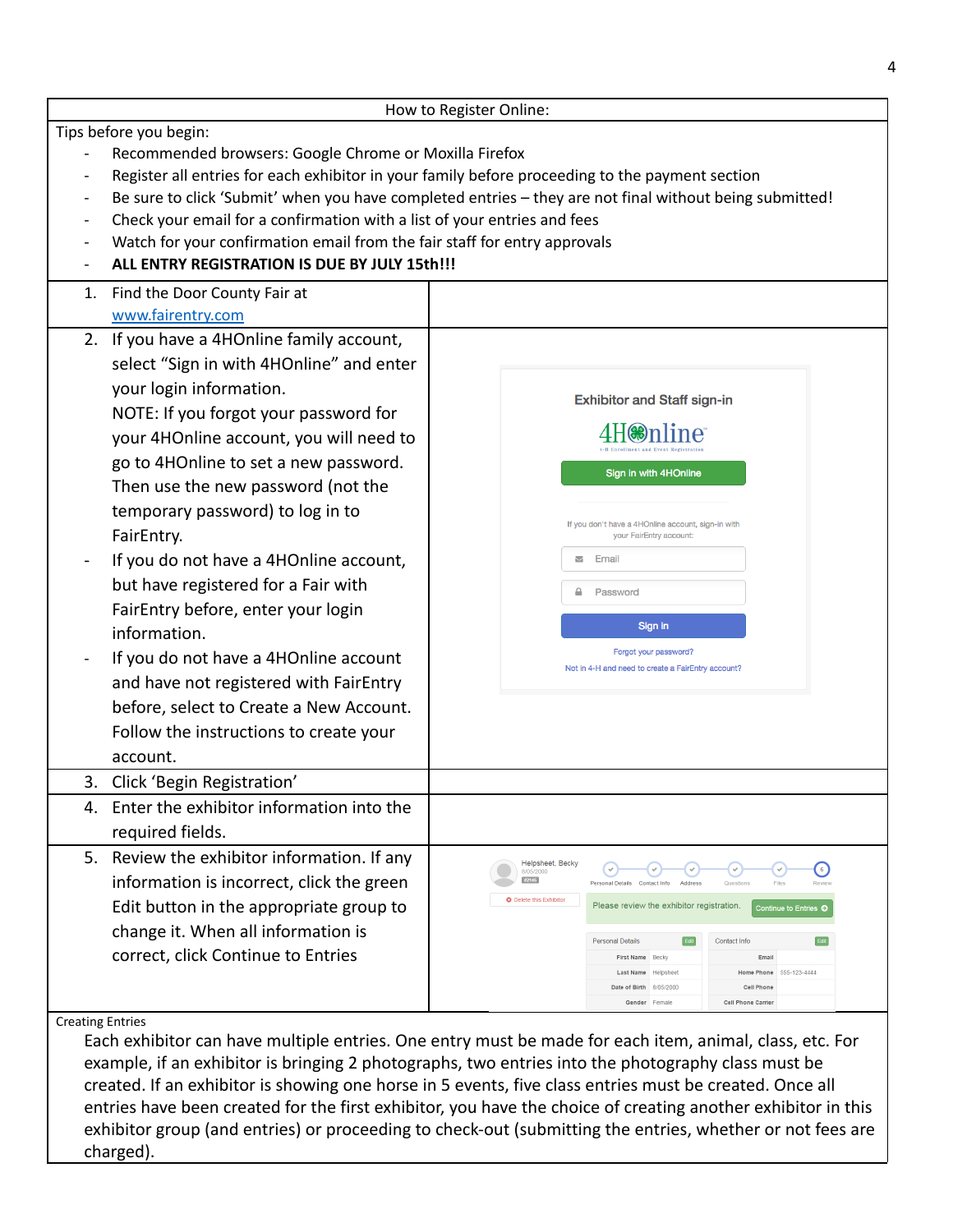## How to Register Online:

Tips before you begin:

- Recommended browsers: Google Chrome or Moxilla Firefox
- Register all entries for each exhibitor in your family before proceeding to the payment section
- Be sure to click 'Submit' when you have completed entries – they are not final without being submitted!
- Check your email for a confirmation with a list of your entries and fees
- Watch for your confirmation email from the fair staff for entry approvals
- **ALL ENTRY REGISTRATION IS DUE BY JULY 15th!!!**

1. Find the Door County Fair at [www.fairentry.com](http://www.fairentry.com)

2. If you have a 4HOnline family account, select "Sign in with 4HOnline" and enter your login information.
   NOTE: If you forgot your password for your 4HOnline account, you will need to go to 4HOnline to set a new password. Then use the new password (not the temporary password) to log in to FairEntry.
   - If you do not have a 4HOnline account, but have registered for a Fair with FairEntry before, enter your login information.
   - If you do not have a 4HOnline account and have not registered with FairEntry before, select to Create a New Account. Follow the instructions to create your account.

3. Click 'Begin Registration'

4. Enter the exhibitor information into the required fields.

5. Review the exhibitor information. If any information is incorrect, click the green Edit button in the appropriate group to change it. When all information is correct, click Continue to Entries

Creating Entries

Each exhibitor can have multiple entries. One entry must be made for each item, animal, class, etc. For example, if an exhibitor is bringing 2 photographs, two entries into the photography class must be created. If an exhibitor is showing one horse in 5 events, five class entries must be created. Once all entries have been created for the first exhibitor, you have the choice of creating another exhibitor in this exhibitor group (and entries) or proceeding to check-out (submitting the entries, whether or not fees are charged).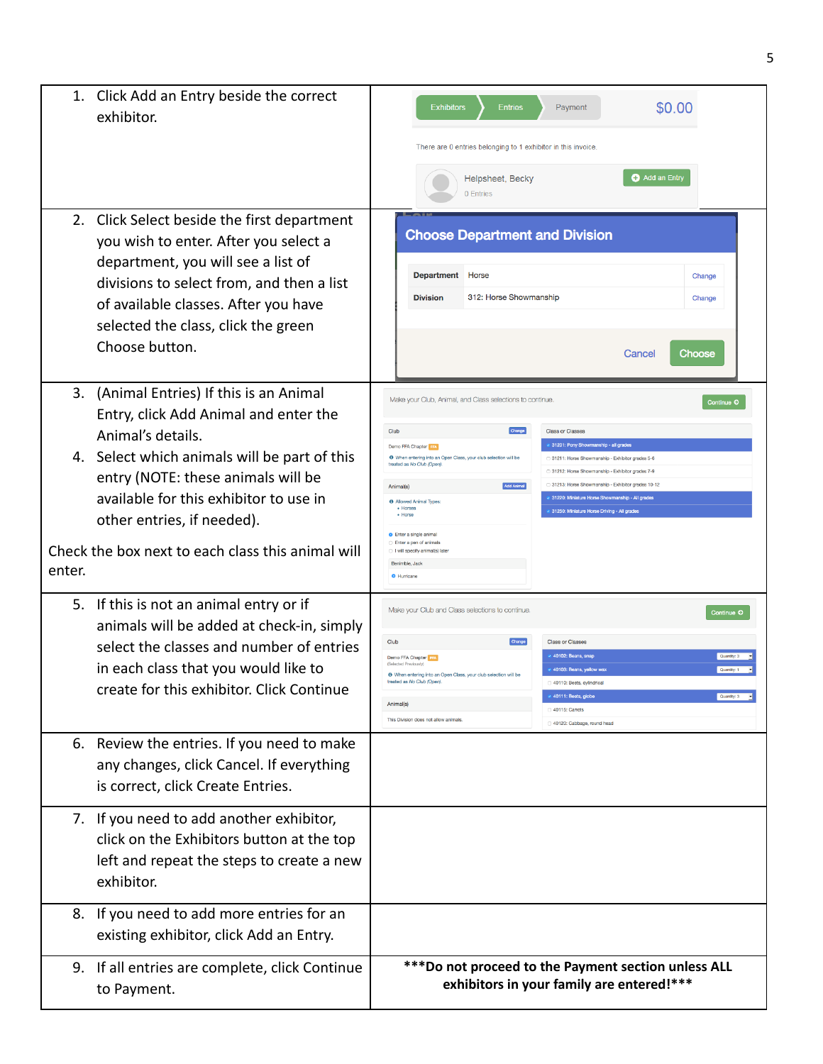| | |
|---|---|
| 1. Click Add an Entry beside the correct exhibitor. | |
| 2. Click Select beside the first department you wish to enter. After you select a department, you will see a list of divisions to select from, and then a list of available classes. After you have selected the class, click the green Choose button. | |
| 3. (Animal Entries) If this is an Animal Entry, click Add Animal and enter the Animal's details.<br>4. Select which animals will be part of this entry (NOTE: these animals will be available for this exhibitor to use in other entries, if needed).<br>Check the box next to each class this animal will enter. | |
| 5. If this is not an animal entry or if animals will be added at check-in, simply select the classes and number of entries in each class that you would like to create for this exhibitor. Click Continue | |
| 6. Review the entries. If you need to make any changes, click Cancel. If everything is correct, click Create Entries. | |
| 7. If you need to add another exhibitor, click on the Exhibitors button at the top left and repeat the steps to create a new exhibitor. | |
| 8. If you need to add more entries for an existing exhibitor, click Add an Entry. | |
| 9. If all entries are complete, click Continue to Payment. | **\*\*\*Do not proceed to the Payment section unless ALL exhibitors in your family are entered!\*\*\*** |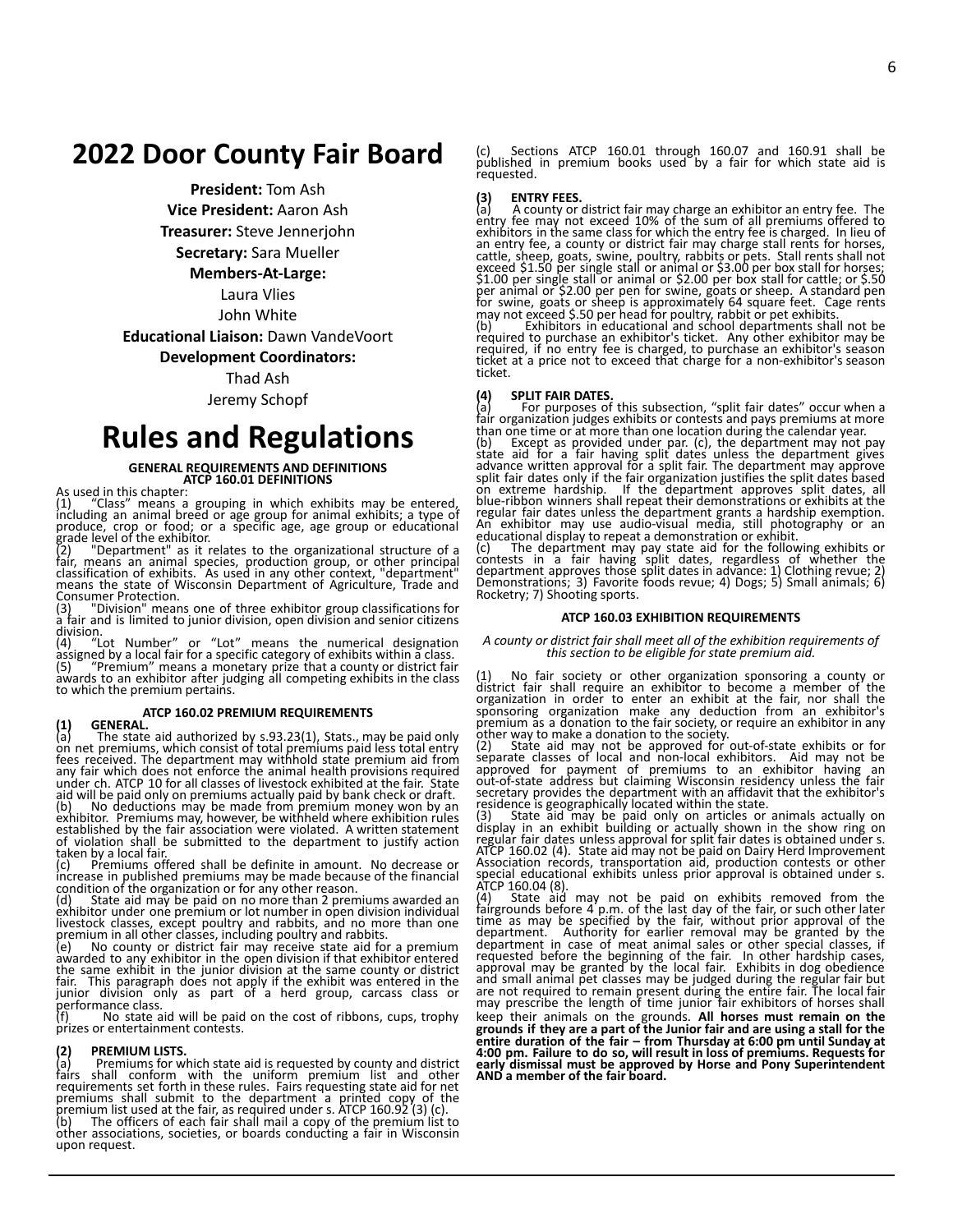# 2022 Door County Fair Board

**President:** Tom Ash

**Vice President:** Aaron Ash

**Treasurer:** Steve Jennerjohn

**Secretary:** Sara Mueller

**Members-At-Large:**

Laura Vlies

John White

**Educational Liaison:** Dawn VandeVoort

**Development Coordinators:**

Thad Ash

Jeremy Schopf

# Rules and Regulations

### GENERAL REQUIREMENTS AND DEFINITIONS
### ATCP 160.01 DEFINITIONS

As used in this chapter:

(1) "Class" means a grouping in which exhibits may be entered, including an animal breed or age group for animal exhibits; a type of produce, crop or food; or a specific age, age group or educational grade level of the exhibitor.

(2) "Department" as it relates to the organizational structure of a fair, means an animal species, production group, or other principal classification of exhibits. As used in any other context, "department" means the state of Wisconsin Department of Agriculture, Trade and Consumer Protection.

(3) "Division" means one of three exhibitor group classifications for a fair and is limited to junior division, open division and senior citizens division.

(4) "Lot Number" or "Lot" means the numerical designation assigned by a local fair for a specific category of exhibits within a class.

(5) "Premium" means a monetary prize that a county or district fair awards to an exhibitor after judging all competing exhibits in the class to which the premium pertains.

### ATCP 160.02 PREMIUM REQUIREMENTS

**(1) GENERAL.**

(a) The state aid authorized by s.93.23(1), Stats., may be paid only on net premiums, which consist of total premiums paid less total entry fees received. The department may withhold state premium aid from any fair which does not enforce the animal health provisions required under ch. ATCP 10 for all classes of livestock exhibited at the fair. State aid will be paid only on premiums actually paid by bank check or draft.

(b) No deductions may be made from premium money won by an exhibitor. Premiums may, however, be withheld where exhibition rules established by the fair association were violated. A written statement of violation shall be submitted to the department to justify action taken by a local fair.

(c) Premiums offered shall be definite in amount. No decrease or increase in published premiums may be made because of the financial condition of the organization or for any other reason.

(d) State aid may be paid on no more than 2 premiums awarded an exhibitor under one premium or lot number in open division individual livestock classes, except poultry and rabbits, and no more than one premium in all other classes, including poultry and rabbits.

(e) No county or district fair may receive state aid for a premium awarded to any exhibitor in the open division if that exhibitor entered the same exhibit in the junior division at the same county or district fair. This paragraph does not apply if the exhibit was entered in the junior division only as part of a herd group, carcass class or performance class.

(f) No state aid will be paid on the cost of ribbons, cups, trophy prizes or entertainment contests.

**(2) PREMIUM LISTS.**

(a) Premiums for which state aid is requested by county and district fairs shall conform with the uniform premium list and other requirements set forth in these rules. Fairs requesting state aid for net premiums shall submit to the department a printed copy of the premium list used at the fair, as required under s. ATCP 160.92 (3) (c).

(b) The officers of each fair shall mail a copy of the premium list to other associations, societies, or boards conducting a fair in Wisconsin upon request.

(c) Sections ATCP 160.01 through 160.07 and 160.91 shall be published in premium books used by a fair for which state aid is requested.

**(3) ENTRY FEES.**

(a) A county or district fair may charge an exhibitor an entry fee. The entry fee may not exceed 10% of the sum of all premiums offered to exhibitors in the same class for which the entry fee is charged. In lieu of an entry fee, a county or district fair may charge stall rents for horses, cattle, sheep, goats, swine, poultry, rabbits or pets. Stall rents shall not exceed $1.50 per single stall or animal or $3.00 per box stall for horses; $1.00 per single stall or animal or $2.00 per box stall for cattle; or $.50 per animal or $2.00 per pen for swine, goats or sheep. A standard pen for swine, goats or sheep is approximately 64 square feet. Cage rents may not exceed $.50 per head for poultry, rabbit or pet exhibits.

(b) Exhibitors in educational and school departments shall not be required to purchase an exhibitor's ticket. Any other exhibitor may be required, if no entry fee is charged, to purchase an exhibitor's season ticket at a price not to exceed that charge for a non-exhibitor's season ticket.

**(4) SPLIT FAIR DATES.**

(a) For purposes of this subsection, "split fair dates" occur when a fair organization judges exhibits or contests and pays premiums at more than one time or at more than one location during the calendar year.

(b) Except as provided under par. (c), the department may not pay state aid for a fair having split dates unless the department gives advance written approval for a split fair. The department may approve split fair dates only if the fair organization justifies the split dates based on extreme hardship. If the department approves split dates, all blue-ribbon winners shall repeat their demonstrations or exhibits at the regular fair dates unless the department grants a hardship exemption. An exhibitor may use audio-visual media, still photography or an educational display to repeat a demonstration or exhibit.

(c) The department may pay state aid for the following exhibits or contests in a fair having split dates, regardless of whether the department approves those split dates in advance: 1) Clothing revue; 2) Demonstrations; 3) Favorite foods revue; 4) Dogs; 5) Small animals; 6) Rocketry; 7) Shooting sports.

### ATCP 160.03 EXHIBITION REQUIREMENTS

*A county or district fair shall meet all of the exhibition requirements of this section to be eligible for state premium aid.*

(1) No fair society or other organization sponsoring a county or district fair shall require an exhibitor to become a member of the organization in order to enter an exhibit at the fair, nor shall the sponsoring organization make any deduction from an exhibitor's premium as a donation to the fair society, or require an exhibitor in any other way to make a donation to the society.

(2) State aid may not be approved for out-of-state exhibits or for separate classes of local and non-local exhibitors. Aid may not be approved for payment of premiums to an exhibitor having an out-of-state address but claiming Wisconsin residency unless the fair secretary provides the department with an affidavit that the exhibitor's residence is geographically located within the state.

(3) State aid may be paid only on articles or animals actually on display in an exhibit building or actually shown in the show ring on regular fair dates unless approval for split fair dates is obtained under s. ATCP 160.02 (4). State aid may not be paid on Dairy Herd Improvement Association records, transportation aid, production contests or other special educational exhibits unless prior approval is obtained under s. ATCP 160.04 (8).

(4) State aid may not be paid on exhibits removed from the fairgrounds before 4 p.m. of the last day of the fair, or such other later time as may be specified by the fair, without prior approval of the department. Authority for earlier removal may be granted by the department in case of meat animal sales or other special classes, if requested before the beginning of the fair. In other hardship cases, approval may be granted by the local fair. Exhibits in dog obedience and small animal pet classes may be judged during the regular fair but are not required to remain present during the entire fair. The local fair may prescribe the length of time junior fair exhibitors of horses shall keep their animals on the grounds. **All horses must remain on the grounds if they are a part of the Junior fair and are using a stall for the entire duration of the fair – from Thursday at 6:00 pm until Sunday at 4:00 pm. Failure to do so, will result in loss of premiums. Requests for early dismissal must be approved by Horse and Pony Superintendent AND a member of the fair board.**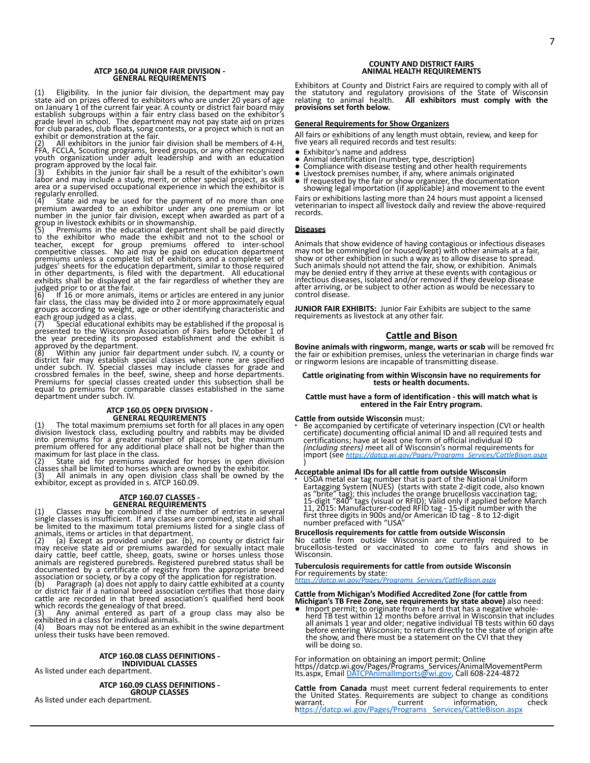### ATCP 160.04 JUNIOR FAIR DIVISION - GENERAL REQUIREMENTS

(1) Eligibility. In the junior fair division, the department may pay state aid on prizes offered to exhibitors who are under 20 years of age on January 1 of the current fair year. A county or district fair board may establish subgroups within a fair entry class based on the exhibitor's grade level in school. The department may not pay state aid on prizes for club parades, club floats, song contests, or a project which is not an exhibit or demonstration at the fair.

(2) All exhibitors in the junior fair division shall be members of 4-H, FFA, FCCLA, Scouting programs, breed groups, or any other recognized youth organization under adult leadership and with an education program approved by the local fair.

(3) Exhibits in the junior fair shall be a result of the exhibitor's own labor and may include a study, merit, or other special project, as skill area or a supervised occupational experience in which the exhibitor is regularly enrolled.

(4) State aid may be used for the payment of no more than one premium awarded to an exhibitor under any one premium or lot number in the junior fair division, except when awarded as part of a group in livestock exhibits or in showmanship.

(5) Premiums in the educational department shall be paid directly to the exhibitor who made the exhibit and not to the school or teacher, except for group premiums offered to inter-school competitive classes. No aid may be paid on education department premiums unless a complete list of exhibitors and a complete set of judges' sheets for the education department, similar to those required in other departments, is filed with the department. All educational exhibits shall be displayed at the fair regardless of whether they are judged prior to or at the fair.

(6) If 16 or more animals, items or articles are entered in any junior fair class, the class may be divided into 2 or more approximately equal groups according to weight, age or other identifying characteristic and each group judged as a class.

(7) Special educational exhibits may be established if the proposal is presented to the Wisconsin Association of Fairs before October 1 of the year preceding its proposed establishment and the exhibit is approved by the department.

(8) Within any junior fair department under subch. IV, a county or district fair may establish special classes where none are specified under subch. IV. Special classes may include classes for grade and crossbred females in the beef, swine, sheep and horse departments. Premiums for special classes created under this subsection shall be equal to premiums for comparable classes established in the same department under subch. IV.

### ATCP 160.05 OPEN DIVISION - GENERAL REQUIREMENTS

(1) The total maximum premiums set forth for all places in any open division livestock class, excluding poultry and rabbits may be divided into premiums for a greater number of places, but the maximum premium offered for any additional place shall not be higher than the maximum for last place in the class.

(2) State aid for premiums awarded for horses in open division classes shall be limited to horses which are owned by the exhibitor.

(3) All animals in any open division class shall be owned by the exhibitor, except as provided in s. ATCP 160.09.

### ATCP 160.07 CLASSES - GENERAL REQUIREMENTS

(1) Classes may be combined if the number of entries in several single classes is insufficient. If any classes are combined, state aid shall be limited to the maximum total premiums listed for a single class of animals, items or articles in that department.

(2) (a) Except as provided under par. (b), no county or district fair may receive state aid or premiums awarded for sexually intact male dairy cattle, beef cattle, sheep, goats, swine or horses unless those animals are registered purebreds. Registered purebred status shall be documented by a certificate of registry from the appropriate breed association or society, or by a copy of the application for registration.

(b) Paragraph (a) does not apply to dairy cattle exhibited at a county or district fair if a national breed association certifies that those dairy cattle are recorded in that breed association's qualified herd book which records the genealogy of that breed.

(3) Any animal entered as part of a group class may also be exhibited in a class for individual animals.

(4) Boars may not be entered as an exhibit in the swine department unless their tusks have been removed.

### ATCP 160.08 CLASS DEFINITIONS - INDIVIDUAL CLASSES

As listed under each department.

### ATCP 160.09 CLASS DEFINITIONS - GROUP CLASSES

As listed under each department.

## COUNTY AND DISTRICT FAIRS ANIMAL HEALTH REQUIREMENTS

Exhibitors at County and District Fairs are required to comply with all of the statutory and regulatory provisions of the State of Wisconsin relating to animal health. **All exhibitors must comply with the provisions set forth below.**

**General Requirements for Show Organizers**

All fairs or exhibitions of any length must obtain, review, and keep for five years all required records and test results:

- Exhibitor's name and address
- Animal identification (number, type, description)
- Compliance with disease testing and other health requirements
- Livestock premises number, if any, where animals originated
- If requested by the fair or show organizer, the documentation showing legal importation (if applicable) and movement to the event

Fairs or exhibitions lasting more than 24 hours must appoint a licensed veterinarian to inspect all livestock daily and review the above-required records.

**Diseases**

Animals that show evidence of having contagious or infectious diseases may not be commingled (or housed/kept) with other animals at a fair, show or other exhibition in such a way as to allow disease to spread. Such animals should not attend the fair, show, or exhibition. Animals may be denied entry if they arrive at these events with contagious or infectious diseases, isolated and/or removed if they develop disease after arriving, or be subject to other action as would be necessary to control disease.

**JUNIOR FAIR EXHIBITS:** Junior Fair Exhibits are subject to the same requirements as livestock at any other fair.

## Cattle and Bison

**Bovine animals with ringworm, mange, warts or scab** will be removed fro the fair or exhibition premises, unless the veterinarian in charge finds war or ringworm lesions are incapable of transmitting disease.

**Cattle originating from within Wisconsin have no requirements for tests or health documents.**

**Cattle must have a form of identification - this will match what is entered in the Fair Entry program.**

**Cattle from outside Wisconsin** must:

- Be accompanied by certificate of veterinary inspection (CVI or health certificate) documenting official animal ID and all required tests and certifications; have at least one form of official individual ID *(including steers)* meet all of Wisconsin's normal requirements for import (see *https://datcp.wi.gov/Pages/Programs_Services/CattleBison.aspx* )

**Acceptable animal IDs for all cattle from outside Wisconsin**

- USDA metal ear tag number that is part of the National Uniform Eartagging System (NUES) (starts with state 2-digit code, also known as "brite" tag); this includes the orange brucellosis vaccination tag; 15-digit "840" tags (visual or RFID); Valid only if applied before March 11, 2015: Manufacturer-coded RFID tag - 15-digit number with the first three digits in 900s and/or American ID tag - 8 to 12-digit number prefaced with "USA"

**Brucellosis requirements for cattle from outside Wisconsin**

No cattle from outside Wisconsin are currently required to be brucellosis-tested or vaccinated to come to fairs and shows in Wisconsin.

**Tuberculosis requirements for cattle from outside Wisconsin**

For requirements by state:
*https://datcp.wi.gov/Pages/Programs_Services/CattleBison.aspx*

**Cattle from Michigan's Modified Accredited Zone (for cattle from Michigan's TB Free Zone, see requirements by state above)** also need:

- Import permit; to originate from a herd that has a negative whole-herd TB test within 12 months before arrival in Wisconsin that includes all animals 1 year and older; negative individual TB tests within 60 days before entering Wisconsin; to return directly to the state of origin afte the show, and there must be a statement on the CVI that they will be doing so.

For information on obtaining an import permit: Online https//datcp.wi.gov/Pages/Programs_Services/AnimalMovementPermIts.aspx, Email DATCPAnimalImports@wi.gov, Call 608-224-4872

**Cattle from Canada** must meet current federal requirements to enter the United States. Requirements are subject to change as conditions warrant. For current information, check https://datcp.wi.gov/Pages/Programs_Services/CattleBison.aspx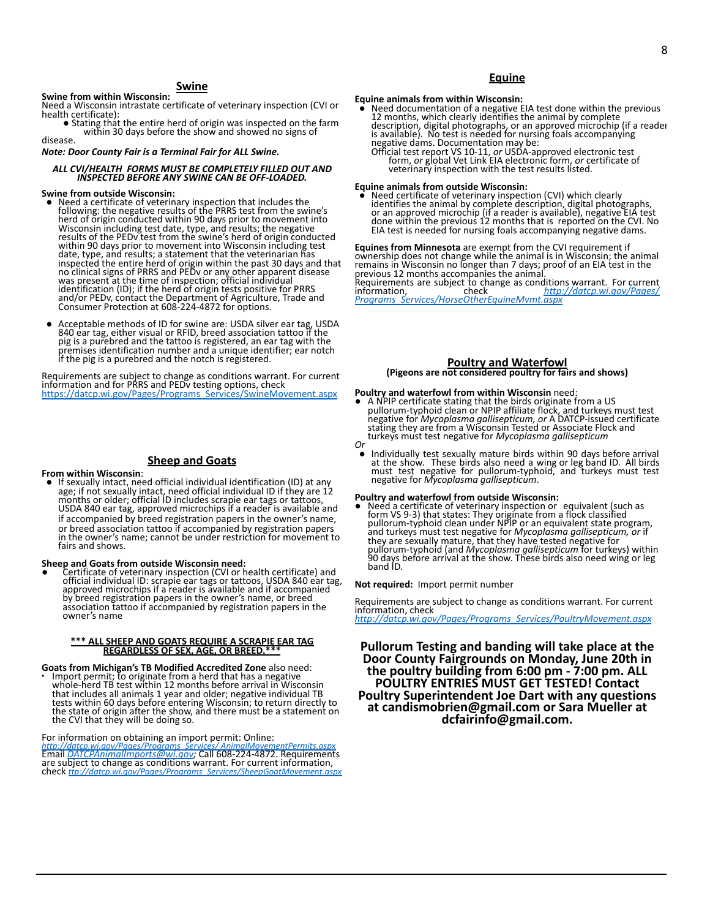## Swine

**Swine from within Wisconsin:**
Need a Wisconsin intrastate certificate of veterinary inspection (CVI or health certificate):

- Stating that the entire herd of origin was inspected on the farm within 30 days before the show and showed no signs of disease.

***Note: Door County Fair is a Terminal Fair for ALL Swine.***

***ALL CVI/HEALTH FORMS MUST BE COMPLETELY FILLED OUT AND INSPECTED BEFORE ANY SWINE CAN BE OFF-LOADED.***

**Swine from outside Wisconsin:**

- Need a certificate of veterinary inspection that includes the following: the negative results of the PRRS test from the swine's herd of origin conducted within 90 days prior to movement into Wisconsin including test date, type, and results; the negative results of the PEDv test from the swine's herd of origin conducted within 90 days prior to movement into Wisconsin including test date, type, and results; a statement that the veterinarian has inspected the entire herd of origin within the past 30 days and that no clinical signs of PRRS and PEDv or any other apparent disease was present at the time of inspection; official individual identification (ID); if the herd of origin tests positive for PRRS and/or PEDv, contact the Department of Agriculture, Trade and Consumer Protection at 608-224-4872 for options.
- Acceptable methods of ID for swine are: USDA silver ear tag, USDA 840 ear tag, either visual or RFID, breed association tattoo if the pig is a purebred and the tattoo is registered, an ear tag with the premises identification number and a unique identifier; ear notch if the pig is a purebred and the notch is registered.

Requirements are subject to change as conditions warrant. For current information and for PRRS and PEDv testing options, check https://datcp.wi.gov/Pages/Programs_Services/SwineMovement.aspx

## Sheep and Goats

**From within Wisconsin**:

- If sexually intact, need official individual identification (ID) at any age; if not sexually intact, need official individual ID if they are 12 months or older; official ID includes scrapie ear tags or tattoos, USDA 840 ear tag, approved microchips if a reader is available and if accompanied by breed registration papers in the owner's name, or breed association tattoo if accompanied by registration papers in the owner's name; cannot be under restriction for movement to fairs and shows.

**Sheep and Goats from outside Wisconsin need:**

- Certificate of veterinary inspection (CVI or health certificate) and official individual ID: scrapie ear tags or tattoos, USDA 840 ear tag, approved microchips if a reader is available and if accompanied by breed registration papers in the owner's name, or breed association tattoo if accompanied by registration papers in the owner's name

**\*\*\* ALL SHEEP AND GOATS REQUIRE A SCRAPIE EAR TAG REGARDLESS OF SEX, AGE, OR BREED.\*\*\***

**Goats from Michigan's TB Modified Accredited Zone** also need:

- Import permit; to originate from a herd that has a negative whole-herd TB test within 12 months before arrival in Wisconsin that includes all animals 1 year and older; negative individual TB tests within 60 days before entering Wisconsin; to return directly to the state of origin after the show, and there must be a statement on the CVI that they will be doing so.

For information on obtaining an import permit: Online: *http://datcp.wi.gov/Pages/Programs_Services/ AnimalMovementPermits.aspx* Email *DATCPAnimalImports@wi.gov*; Call 608-224-4872. Requirements are subject to change as conditions warrant. For current information, check *ttp://datcp.wi.gov/Pages/Programs_Services/SheepGoatMovement.aspx*

## Equine

**Equine animals from within Wisconsin:**

- Need documentation of a negative EIA test done within the previous 12 months, which clearly identifies the animal by complete description, digital photographs, or an approved microchip (if a reader is available). No test is needed for nursing foals accompanying negative dams. Documentation may be:
  Official test report VS 10-11, *or* USDA-approved electronic test form, *or* global Vet Link EIA electronic form, *or* certificate of veterinary inspection with the test results listed.

**Equine animals from outside Wisconsin:**

- Need certificate of veterinary inspection (CVI) which clearly identifies the animal by complete description, digital photographs, or an approved microchip (if a reader is available), negative EIA test done within the previous 12 months that is reported on the CVI. No EIA test is needed for nursing foals accompanying negative dams.

**Equines from Minnesota** are exempt from the CVI requirement if ownership does not change while the animal is in Wisconsin; the animal remains in Wisconsin no longer than 7 days; proof of an EIA test in the previous 12 months accompanies the animal.
Requirements are subject to change as conditions warrant. For current information, check *http://datcp.wi.gov/Pages/Programs_Services/HorseOtherEquineMvmt.aspx*

## Poultry and Waterfowl

**(Pigeons are not considered poultry for fairs and shows)**

**Poultry and waterfowl from within Wisconsin** need:

- A NPIP certificate stating that the birds originate from a US pullorum-typhoid clean or NPIP affiliate flock, and turkeys must test negative for *Mycoplasma gallisepticum, or* A DATCP-issued certificate stating they are from a Wisconsin Tested or Associate Flock and turkeys must test negative for *Mycoplasma gallisepticum*

*Or*

- Individually test sexually mature birds within 90 days before arrival at the show. These birds also need a wing or leg band ID. All birds must test negative for pullorum-typhoid, and turkeys must test negative for *Mycoplasma gallisepticum*.

**Poultry and waterfowl from outside Wisconsin:**

- Need a certificate of veterinary inspection or equivalent (such as form VS 9-3) that states: They originate from a flock classified pullorum-typhoid clean under NPIP or an equivalent state program, and turkeys must test negative for *Mycoplasma gallisepticum, or* if they are sexually mature, that they have tested negative for pullorum-typhoid (and *Mycoplasma gallisepticum* for turkeys) within 90 days before arrival at the show. These birds also need wing or leg band ID.

**Not required:** Import permit number

Requirements are subject to change as conditions warrant. For current information, check *http://datcp.wi.gov/Pages/Programs_Services/PoultryMovement.aspx*

**Pullorum Testing and banding will take place at the Door County Fairgrounds on Monday, June 20th in the poultry building from 6:00 pm - 7:00 pm. ALL POULTRY ENTRIES MUST GET TESTED! Contact Poultry Superintendent Joe Dart with any questions at candismobrien@gmail.com or Sara Mueller at dcfairinfo@gmail.com.**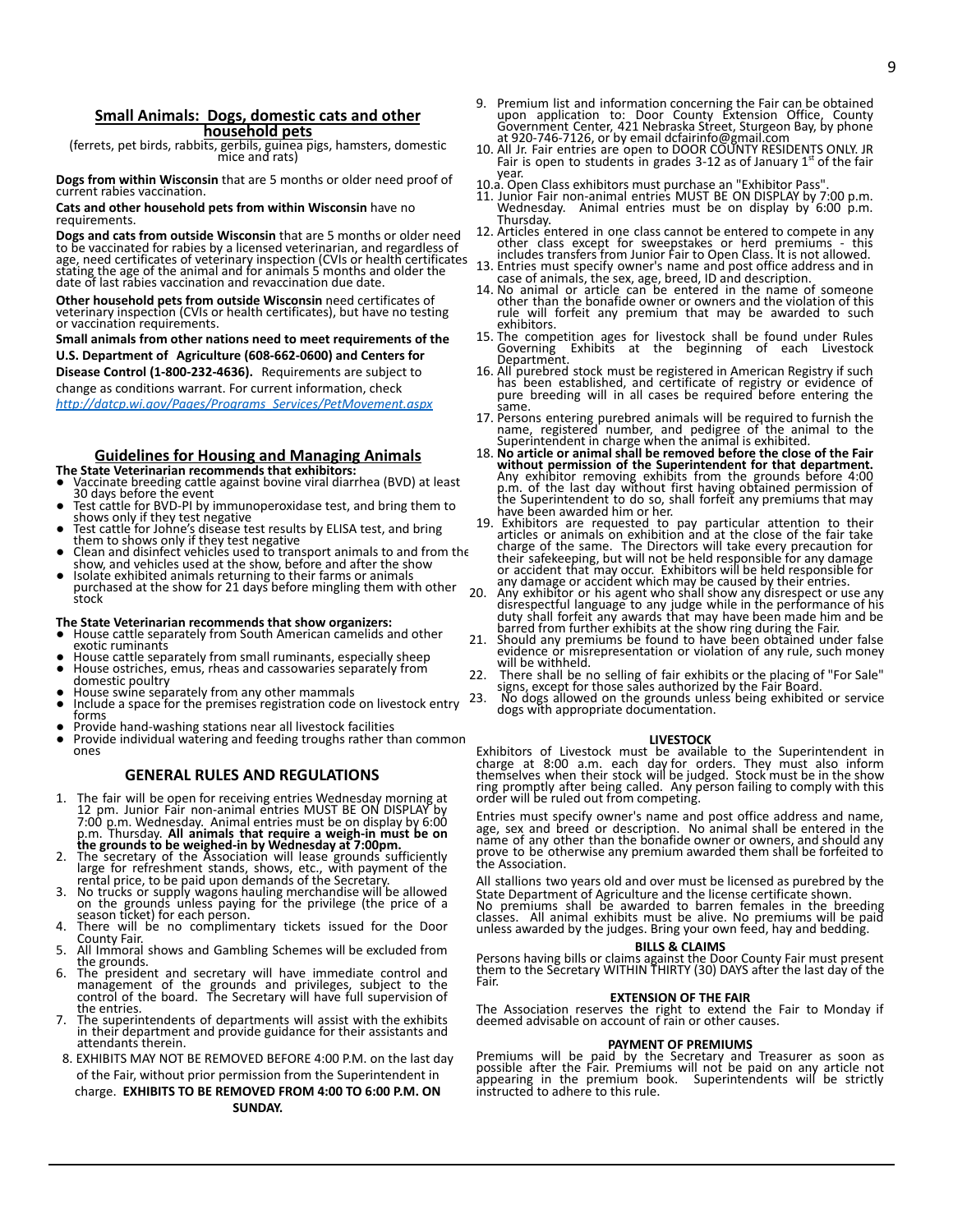## Small Animals: Dogs, domestic cats and other household pets

(ferrets, pet birds, rabbits, gerbils, guinea pigs, hamsters, domestic mice and rats)

**Dogs from within Wisconsin** that are 5 months or older need proof of current rabies vaccination.

**Cats and other household pets from within Wisconsin** have no requirements.

**Dogs and cats from outside Wisconsin** that are 5 months or older need to be vaccinated for rabies by a licensed veterinarian, and regardless of age, need certificates of veterinary inspection (CVIs or health certificates stating the age of the animal and for animals 5 months and older the date of last rabies vaccination and revaccination due date.

**Other household pets from outside Wisconsin** need certificates of veterinary inspection (CVIs or health certificates), but have no testing or vaccination requirements.

**Small animals from other nations need to meet requirements of the U.S. Department of Agriculture (608-662-0600) and Centers for Disease Control (1-800-232-4636).** Requirements are subject to change as conditions warrant. For current information, check *http://datcp.wi.gov/Pages/Programs_Services/PetMovement.aspx*

## Guidelines for Housing and Managing Animals

**The State Veterinarian recommends that exhibitors:**

- Vaccinate breeding cattle against bovine viral diarrhea (BVD) at least 30 days before the event
- Test cattle for BVD-PI by immunoperoxidase test, and bring them to shows only if they test negative
- Test cattle for Johne's disease test results by ELISA test, and bring them to shows only if they test negative
- Clean and disinfect vehicles used to transport animals to and from the show, and vehicles used at the show, before and after the show
- Isolate exhibited animals returning to their farms or animals purchased at the show for 21 days before mingling them with other stock

**The State Veterinarian recommends that show organizers:**

- House cattle separately from South American camelids and other exotic ruminants
- House cattle separately from small ruminants, especially sheep
- House ostriches, emus, rheas and cassowaries separately from domestic poultry
- House swine separately from any other mammals
- Include a space for the premises registration code on livestock entry forms
- Provide hand-washing stations near all livestock facilities
- Provide individual watering and feeding troughs rather than common ones

## GENERAL RULES AND REGULATIONS

1. The fair will be open for receiving entries Wednesday morning at 12 pm. Junior Fair non-animal entries MUST BE ON DISPLAY by 7:00 p.m. Wednesday. Animal entries must be on display by 6:00 p.m. Thursday. **All animals that require a weigh-in must be on the grounds to be weighed-in by Wednesday at 7:00pm.**
2. The secretary of the Association will lease grounds sufficiently large for refreshment stands, shows, etc., with payment of the rental price, to be paid upon demands of the Secretary.
3. No trucks or supply wagons hauling merchandise will be allowed on the grounds unless paying for the privilege (the price of a season ticket) for each person.
4. There will be no complimentary tickets issued for the Door County Fair.
5. All Immoral shows and Gambling Schemes will be excluded from the grounds.
6. The president and secretary will have immediate control and management of the grounds and privileges, subject to the control of the board. The Secretary will have full supervision of the entries.
7. The superintendents of departments will assist with the exhibits in their department and provide guidance for their assistants and attendants therein.
8. EXHIBITS MAY NOT BE REMOVED BEFORE 4:00 P.M. on the last day of the Fair, without prior permission from the Superintendent in charge. **EXHIBITS TO BE REMOVED FROM 4:00 TO 6:00 P.M. ON SUNDAY.**
9. Premium list and information concerning the Fair can be obtained upon application to: Door County Extension Office, County Government Center, 421 Nebraska Street, Sturgeon Bay, by phone at 920-746-7126, or by email dcfairinfo@gmail.com
10. All Jr. Fair entries are open to DOOR COUNTY RESIDENTS ONLY. JR Fair is open to students in grades 3-12 as of January 1st of the fair year.

10.a. Open Class exhibitors must purchase an "Exhibitor Pass".

11. Junior Fair non-animal entries MUST BE ON DISPLAY by 7:00 p.m. Wednesday. Animal entries must be on display by 6:00 p.m. Thursday.
12. Articles entered in one class cannot be entered to compete in any other class except for sweepstakes or herd premiums - this includes transfers from Junior Fair to Open Class. It is not allowed.
13. Entries must specify owner's name and post office address and in case of animals, the sex, age, breed, ID and description.
14. No animal or article can be entered in the name of someone other than the bonafide owner or owners and the violation of this rule will forfeit any premium that may be awarded to such exhibitors.
15. The competition ages for livestock shall be found under Rules Governing Exhibits at the beginning of each Livestock Department.
16. All purebred stock must be registered in American Registry if such has been established, and certificate of registry or evidence of pure breeding will in all cases be required before entering the same.
17. Persons entering purebred animals will be required to furnish the name, registered number, and pedigree of the animal to the Superintendent in charge when the animal is exhibited.
18. **No article or animal shall be removed before the close of the Fair without permission of the Superintendent for that department.** Any exhibitor removing exhibits from the grounds before 4:00 p.m. of the last day without first having obtained permission of the Superintendent to do so, shall forfeit any premiums that may have been awarded him or her.
19. Exhibitors are requested to pay particular attention to their articles or animals on exhibition and at the close of the fair take charge of the same. The Directors will take every precaution for their safekeeping, but will not be held responsible for any damage or accident that may occur. Exhibitors will be held responsible for any damage or accident which may be caused by their entries.
20. Any exhibitor or his agent who shall show any disrespect or use any disrespectful language to any judge while in the performance of his duty shall forfeit any awards that may have been made him and be barred from further exhibits at the show ring during the Fair.
21. Should any premiums be found to have been obtained under false evidence or misrepresentation or violation of any rule, such money will be withheld.
22. There shall be no selling of fair exhibits or the placing of "For Sale" signs, except for those sales authorized by the Fair Board.
23. No dogs allowed on the grounds unless being exhibited or service dogs with appropriate documentation.

**LIVESTOCK**

Exhibitors of Livestock must be available to the Superintendent in charge at 8:00 a.m. each day for orders. They must also inform themselves when their stock will be judged. Stock must be in the show ring promptly after being called. Any person failing to comply with this order will be ruled out from competing.

Entries must specify owner's name and post office address and name, age, sex and breed or description. No animal shall be entered in the name of any other than the bonafide owner or owners, and should any prove to be otherwise any premium awarded them shall be forfeited to the Association.

All stallions two years old and over must be licensed as purebred by the State Department of Agriculture and the license certificate shown.
No premiums shall be awarded to barren females in the breeding classes. All animal exhibits must be alive. No premiums will be paid unless awarded by the judges. Bring your own feed, hay and bedding.

**BILLS & CLAIMS**

Persons having bills or claims against the Door County Fair must present them to the Secretary WITHIN THIRTY (30) DAYS after the last day of the Fair.

**EXTENSION OF THE FAIR**

The Association reserves the right to extend the Fair to Monday if deemed advisable on account of rain or other causes.

**PAYMENT OF PREMIUMS**

Premiums will be paid by the Secretary and Treasurer as soon as possible after the Fair. Premiums will not be paid on any article not appearing in the premium book. Superintendents will be strictly instructed to adhere to this rule.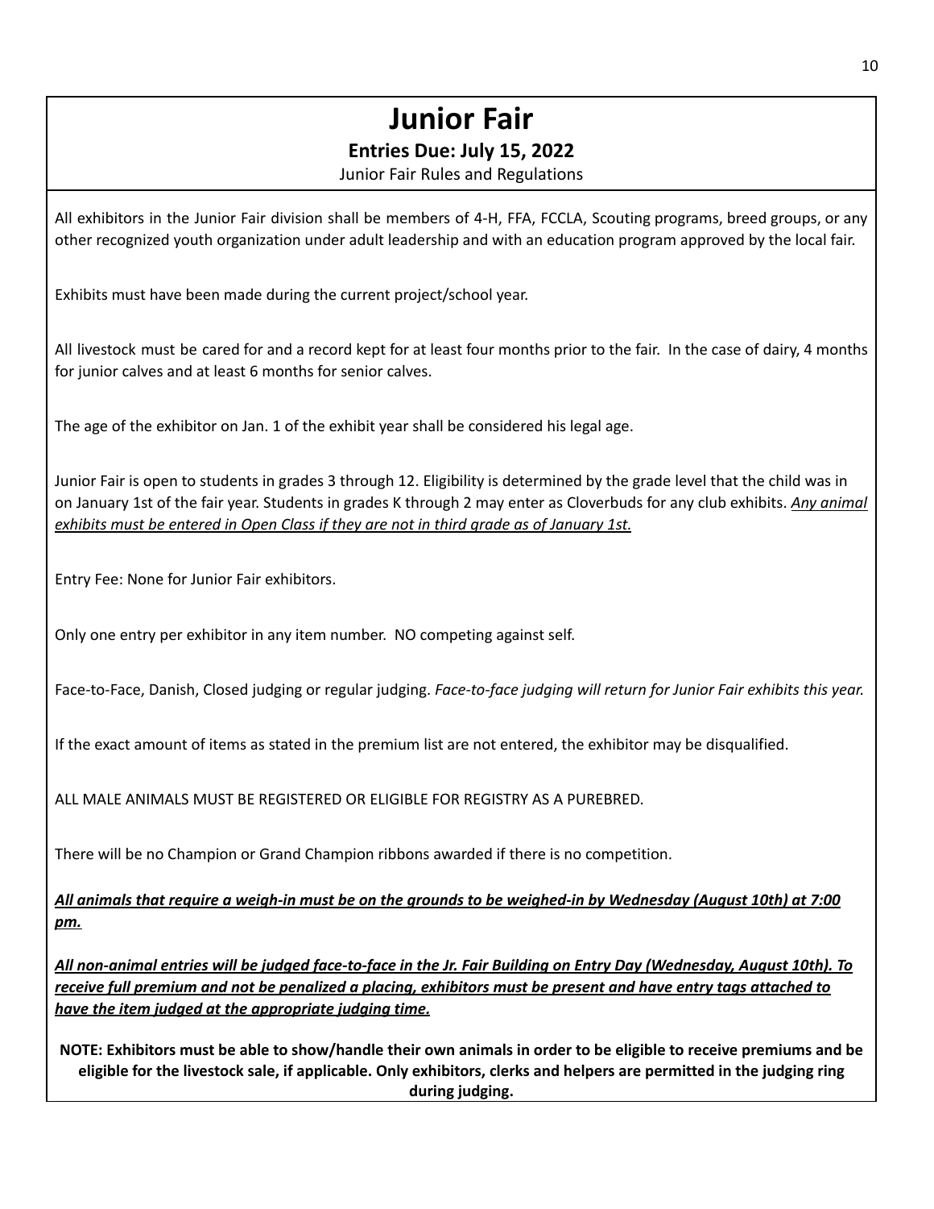# Junior Fair

**Entries Due: July 15, 2022**

Junior Fair Rules and Regulations

All exhibitors in the Junior Fair division shall be members of 4-H, FFA, FCCLA, Scouting programs, breed groups, or any other recognized youth organization under adult leadership and with an education program approved by the local fair.

Exhibits must have been made during the current project/school year.

All livestock must be cared for and a record kept for at least four months prior to the fair. In the case of dairy, 4 months for junior calves and at least 6 months for senior calves.

The age of the exhibitor on Jan. 1 of the exhibit year shall be considered his legal age.

Junior Fair is open to students in grades 3 through 12. Eligibility is determined by the grade level that the child was in on January 1st of the fair year. Students in grades K through 2 may enter as Cloverbuds for any club exhibits. <u>*Any animal exhibits must be entered in Open Class if they are not in third grade as of January 1st.*</u>

Entry Fee: None for Junior Fair exhibitors.

Only one entry per exhibitor in any item number. NO competing against self.

Face-to-Face, Danish, Closed judging or regular judging. *Face-to-face judging will return for Junior Fair exhibits this year.*

If the exact amount of items as stated in the premium list are not entered, the exhibitor may be disqualified.

ALL MALE ANIMALS MUST BE REGISTERED OR ELIGIBLE FOR REGISTRY AS A PUREBRED.

There will be no Champion or Grand Champion ribbons awarded if there is no competition.

<u>***All animals that require a weigh-in must be on the grounds to be weighed-in by Wednesday (August 10th) at 7:00 pm.***</u>

<u>***All non-animal entries will be judged face-to-face in the Jr. Fair Building on Entry Day (Wednesday, August 10th). To receive full premium and not be penalized a placing, exhibitors must be present and have entry tags attached to have the item judged at the appropriate judging time.***</u>

**NOTE: Exhibitors must be able to show/handle their own animals in order to be eligible to receive premiums and be eligible for the livestock sale, if applicable. Only exhibitors, clerks and helpers are permitted in the judging ring during judging.**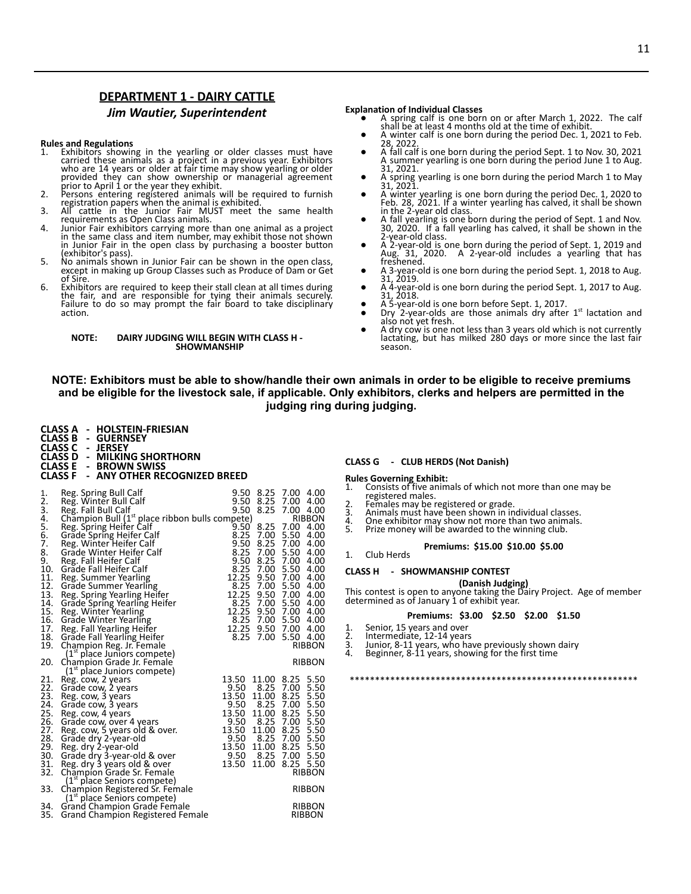## DEPARTMENT 1 - DAIRY CATTLE

### *Jim Wautier, Superintendent*

**Rules and Regulations**

1. Exhibitors showing in the yearling or older classes must have carried these animals as a project in a previous year. Exhibitors who are 14 years or older at fair time may show yearling or older provided they can show ownership or managerial agreement prior to April 1 or the year they exhibit.
2. Persons entering registered animals will be required to furnish registration papers when the animal is exhibited.
3. All cattle in the Junior Fair MUST meet the same health requirements as Open Class animals.
4. Junior Fair exhibitors carrying more than one animal as a project in the same class and item number, may exhibit those not shown in Junior Fair in the open class by purchasing a booster button (exhibitor's pass).
5. No animals shown in Junior Fair can be shown in the open class, except in making up Group Classes such as Produce of Dam or Get of Sire.
6. Exhibitors are required to keep their stall clean at all times during the fair, and are responsible for tying their animals securely. Failure to do so may prompt the fair board to take disciplinary action.

**NOTE: DAIRY JUDGING WILL BEGIN WITH CLASS H - SHOWMANSHIP**

**Explanation of Individual Classes**

- A spring calf is one born on or after March 1, 2022. The calf shall be at least 4 months old at the time of exhibit.
- A winter calf is one born during the period Dec. 1, 2021 to Feb. 28, 2022.
- A fall calf is one born during the period Sept. 1 to Nov. 30, 2021 A summer yearling is one born during the period June 1 to Aug. 31, 2021.
- A spring yearling is one born during the period March 1 to May 31, 2021.
- A winter yearling is one born during the period Dec. 1, 2020 to Feb. 28, 2021. If a winter yearling has calved, it shall be shown in the 2-year old class.
- A fall yearling is one born during the period of Sept. 1 and Nov. 30, 2020. If a fall yearling has calved, it shall be shown in the 2-year-old class.
- A 2-year-old is one born during the period of Sept. 1, 2019 and Aug. 31, 2020. A 2-year-old includes a yearling that has freshened.
- A 3-year-old is one born during the period Sept. 1, 2018 to Aug. 31, 2019.
- A 4-year-old is one born during the period Sept. 1, 2017 to Aug. 31, 2018.
- A 5-year-old is one born before Sept. 1, 2017.
- Dry 2-year-olds are those animals dry after 1st lactation and also not yet fresh.
- A dry cow is one not less than 3 years old which is not currently lactating, but has milked 280 days or more since the last fair season.

**NOTE: Exhibitors must be able to show/handle their own animals in order to be eligible to receive premiums and be eligible for the livestock sale, if applicable. Only exhibitors, clerks and helpers are permitted in the judging ring during judging.**

**CLASS A - HOLSTEIN-FRIESIAN**
**CLASS B - GUERNSEY**
**CLASS C - JERSEY**
**CLASS D - MILKING SHORTHORN**
**CLASS E - BROWN SWISS**
**CLASS F - ANY OTHER RECOGNIZED BREED**

| No. | Class | | | | |
|---|---|---|---|---|---|
| 1. | Reg. Spring Bull Calf | 9.50 | 8.25 | 7.00 | 4.00 |
| 2. | Reg. Winter Bull Calf | 9.50 | 8.25 | 7.00 | 4.00 |
| 3. | Reg. Fall Bull Calf | 9.50 | 8.25 | 7.00 | 4.00 |
| 4. | Champion Bull (1st place ribbon bulls compete) | | | | RIBBON |
| 5. | Reg. Spring Heifer Calf | 9.50 | 8.25 | 7.00 | 4.00 |
| 6. | Grade Spring Heifer Calf | 8.25 | 7.00 | 5.50 | 4.00 |
| 7. | Reg. Winter Heifer Calf | 9.50 | 8.25 | 7.00 | 4.00 |
| 8. | Grade Winter Heifer Calf | 8.25 | 7.00 | 5.50 | 4.00 |
| 9. | Reg. Fall Heifer Calf | 9.50 | 8.25 | 7.00 | 4.00 |
| 10. | Grade Fall Heifer Calf | 8.25 | 7.00 | 5.50 | 4.00 |
| 11. | Reg. Summer Yearling | 12.25 | 9.50 | 7.00 | 4.00 |
| 12. | Grade Summer Yearling | 8.25 | 7.00 | 5.50 | 4.00 |
| 13. | Reg. Spring Yearling Heifer | 12.25 | 9.50 | 7.00 | 4.00 |
| 14. | Grade Spring Yearling Heifer | 8.25 | 7.00 | 5.50 | 4.00 |
| 15. | Reg. Winter Yearling | 12.25 | 9.50 | 7.00 | 4.00 |
| 16. | Grade Winter Yearling | 8.25 | 7.00 | 5.50 | 4.00 |
| 17. | Reg. Fall Yearling Heifer | 12.25 | 9.50 | 7.00 | 4.00 |
| 18. | Grade Fall Yearling Heifer | 8.25 | 7.00 | 5.50 | 4.00 |
| 19. | Champion Reg. Jr. Female (1st place Juniors compete) | | | | RIBBON |
| 20. | Champion Grade Jr. Female (1st place Juniors compete) | | | | RIBBON |
| 21. | Reg. cow, 2 years | 13.50 | 11.00 | 8.25 | 5.50 |
| 22. | Grade cow, 2 years | 9.50 | 8.25 | 7.00 | 5.50 |
| 23. | Reg. cow, 3 years | 13.50 | 11.00 | 8.25 | 5.50 |
| 24. | Grade cow, 3 years | 9.50 | 8.25 | 7.00 | 5.50 |
| 25. | Reg. cow, 4 years | 13.50 | 11.00 | 8.25 | 5.50 |
| 26. | Grade cow, over 4 years | 9.50 | 8.25 | 7.00 | 5.50 |
| 27. | Reg. cow, 5 years old & over. | 13.50 | 11.00 | 8.25 | 5.50 |
| 28. | Grade dry 2-year-old | 9.50 | 8.25 | 7.00 | 5.50 |
| 29. | Reg. dry 2-year-old | 13.50 | 11.00 | 8.25 | 5.50 |
| 30. | Grade dry 3-year-old & over | 9.50 | 8.25 | 7.00 | 5.50 |
| 31. | Reg. dry 3 years old & over | 13.50 | 11.00 | 8.25 | 5.50 |
| 32. | Champion Grade Sr. Female (1st place Seniors compete) | | | | RIBBON |
| 33. | Champion Registered Sr. Female (1st place Seniors compete) | | | | RIBBON |
| 34. | Grand Champion Grade Female | | | | RIBBON |
| 35. | Grand Champion Registered Female | | | | RIBBON |

**CLASS G - CLUB HERDS (Not Danish)**

**Rules Governing Exhibit:**

1. Consists of five animals of which not more than one may be registered males.
2. Females may be registered or grade.
3. Animals must have been shown in individual classes.
4. One exhibitor may show not more than two animals.
5. Prize money will be awarded to the winning club.

**Premiums: $15.00 $10.00 $5.00**

1. Club Herds

**CLASS H - SHOWMANSHIP CONTEST**

**(Danish Judging)**

This contest is open to anyone taking the Dairy Project. Age of member determined as of January 1 of exhibit year.

**Premiums: $3.00 $2.50 $2.00 $1.50**

1. Senior, 15 years and over
2. Intermediate, 12-14 years
3. Junior, 8-11 years, who have previously shown dairy
4. Beginner, 8-11 years, showing for the first time

**********************************************************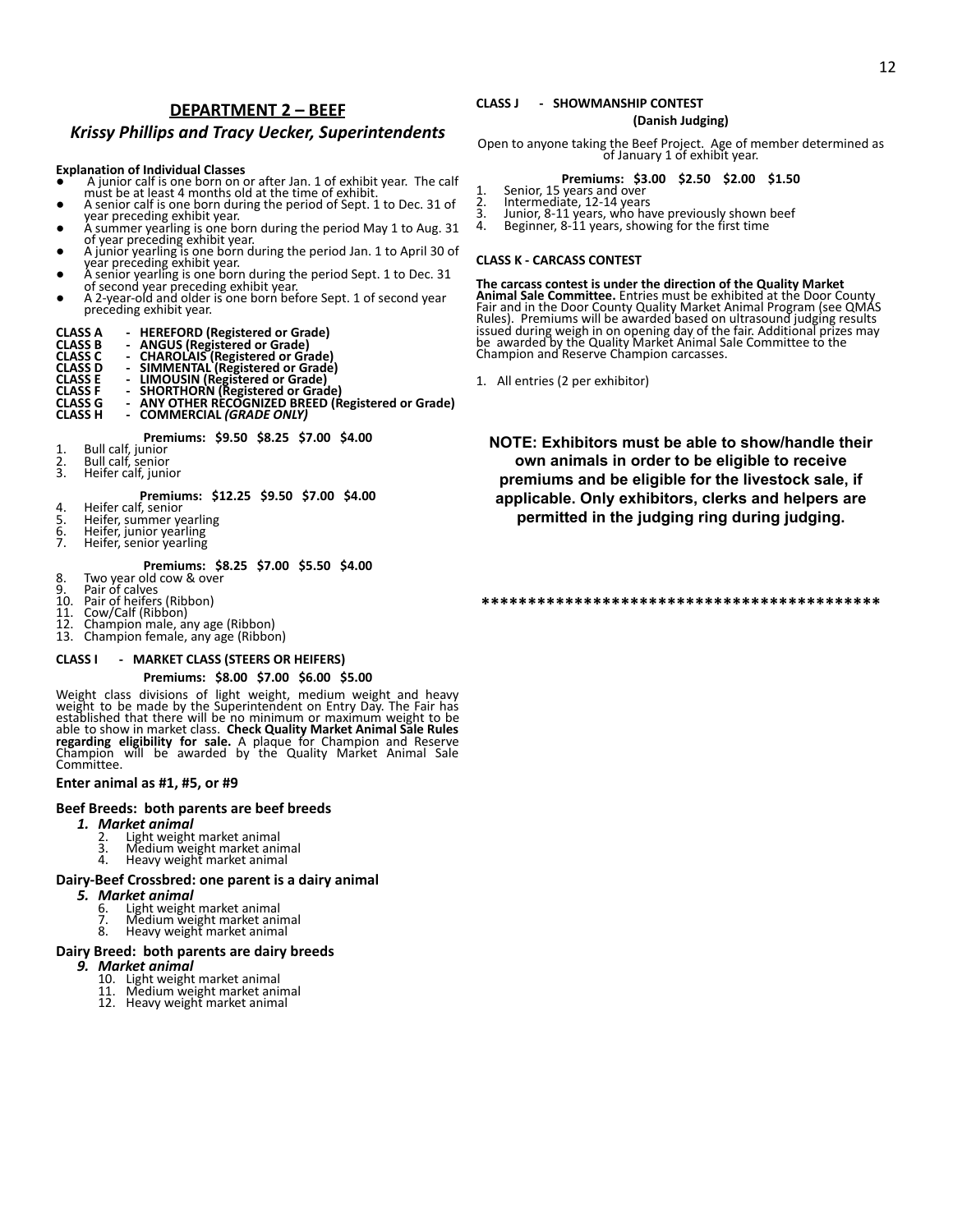## DEPARTMENT 2 – BEEF

### *Krissy Phillips and Tracy Uecker, Superintendents*

**Explanation of Individual Classes**

- A junior calf is one born on or after Jan. 1 of exhibit year. The calf must be at least 4 months old at the time of exhibit.
- A senior calf is one born during the period of Sept. 1 to Dec. 31 of year preceding exhibit year.
- A summer yearling is one born during the period May 1 to Aug. 31 of year preceding exhibit year.
- A junior yearling is one born during the period Jan. 1 to April 30 of year preceding exhibit year.
- A senior yearling is one born during the period Sept. 1 to Dec. 31 of second year preceding exhibit year.
- A 2-year-old and older is one born before Sept. 1 of second year preceding exhibit year.

**CLASS A - HEREFORD (Registered or Grade)**
**CLASS B - ANGUS (Registered or Grade)**
**CLASS C - CHAROLAIS (Registered or Grade)**
**CLASS D - SIMMENTAL (Registered or Grade)**
**CLASS E - LIMOUSIN (Registered or Grade)**
**CLASS F - SHORTHORN (Registered or Grade)**
**CLASS G - ANY OTHER RECOGNIZED BREED (Registered or Grade)**
**CLASS H - COMMERCIAL *(GRADE ONLY)***

**Premiums: $9.50 $8.25 $7.00 $4.00**

1. Bull calf, junior
2. Bull calf, senior
3. Heifer calf, junior

**Premiums: $12.25 $9.50 $7.00 $4.00**

4. Heifer calf, senior
5. Heifer, summer yearling
6. Heifer, junior yearling
7. Heifer, senior yearling

**Premiums: $8.25 $7.00 $5.50 $4.00**

8. Two year old cow & over
9. Pair of calves
10. Pair of heifers (Ribbon)
11. Cow/Calf (Ribbon)
12. Champion male, any age (Ribbon)
13. Champion female, any age (Ribbon)

**CLASS I - MARKET CLASS (STEERS OR HEIFERS)**

**Premiums: $8.00 $7.00 $6.00 $5.00**

Weight class divisions of light weight, medium weight and heavy weight to be made by the Superintendent on Entry Day. The Fair has established that there will be no minimum or maximum weight to be able to show in market class. **Check Quality Market Animal Sale Rules regarding eligibility for sale.** A plaque for Champion and Reserve Champion will be awarded by the Quality Market Animal Sale Committee.

**Enter animal as #1, #5, or #9**

**Beef Breeds: both parents are beef breeds**

1. ***Market animal***
   2. Light weight market animal
   3. Medium weight market animal
   4. Heavy weight market animal

**Dairy-Beef Crossbred: one parent is a dairy animal**

5. ***Market animal***
   6. Light weight market animal
   7. Medium weight market animal
   8. Heavy weight market animal

**Dairy Breed: both parents are dairy breeds**

9. ***Market animal***
   10. Light weight market animal
   11. Medium weight market animal
   12. Heavy weight market animal

**CLASS J - SHOWMANSHIP CONTEST**
**(Danish Judging)**

Open to anyone taking the Beef Project. Age of member determined as of January 1 of exhibit year.

**Premiums: $3.00 $2.50 $2.00 $1.50**

1. Senior, 15 years and over
2. Intermediate, 12-14 years
3. Junior, 8-11 years, who have previously shown beef
4. Beginner, 8-11 years, showing for the first time

**CLASS K - CARCASS CONTEST**

**The carcass contest is under the direction of the Quality Market Animal Sale Committee.** Entries must be exhibited at the Door County Fair and in the Door County Quality Market Animal Program (see QMAS Rules). Premiums will be awarded based on ultrasound judging results issued during weigh in on opening day of the fair. Additional prizes may be awarded by the Quality Market Animal Sale Committee to the Champion and Reserve Champion carcasses.

1. All entries (2 per exhibitor)

**NOTE: Exhibitors must be able to show/handle their own animals in order to be eligible to receive premiums and be eligible for the livestock sale, if applicable. Only exhibitors, clerks and helpers are permitted in the judging ring during judging.**

*******************************************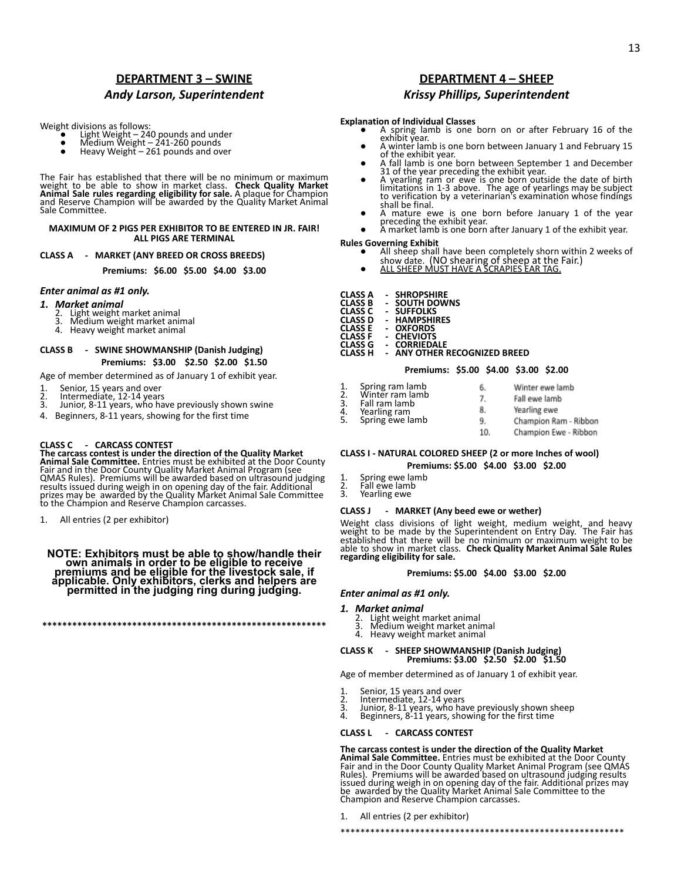## DEPARTMENT 3 – SWINE

### *Andy Larson, Superintendent*

Weight divisions as follows:

- Light Weight – 240 pounds and under
- Medium Weight – 241-260 pounds
- Heavy Weight – 261 pounds and over

The Fair has established that there will be no minimum or maximum weight to be able to show in market class. **Check Quality Market Animal Sale rules regarding eligibility for sale.** A plaque for Champion and Reserve Champion will be awarded by the Quality Market Animal Sale Committee.

**MAXIMUM OF 2 PIGS PER EXHIBITOR TO BE ENTERED IN JR. FAIR!**
**ALL PIGS ARE TERMINAL**

**CLASS A - MARKET (ANY BREED OR CROSS BREEDS)**

**Premiums: $6.00 $5.00 $4.00 $3.00**

***Enter animal as #1 only.***

1. ***Market animal***
2. Light weight market animal
3. Medium weight market animal
4. Heavy weight market animal

**CLASS B - SWINE SHOWMANSHIP (Danish Judging)**

**Premiums: $3.00 $2.50 $2.00 $1.50**

Age of member determined as of January 1 of exhibit year.

1. Senior, 15 years and over
2. Intermediate, 12-14 years
3. Junior, 8-11 years, who have previously shown swine
4. Beginners, 8-11 years, showing for the first time

**CLASS C - CARCASS CONTEST**

**The carcass contest is under the direction of the Quality Market Animal Sale Committee.** Entries must be exhibited at the Door County Fair and in the Door County Quality Market Animal Program (see QMAS Rules). Premiums will be awarded based on ultrasound judging results issued during weigh in on opening day of the fair. Additional prizes may be awarded by the Quality Market Animal Sale Committee to the Champion and Reserve Champion carcasses.

1. All entries (2 per exhibitor)

**NOTE: Exhibitors must be able to show/handle their own animals in order to be eligible to receive premiums and be eligible for the livestock sale, if applicable. Only exhibitors, clerks and helpers are permitted in the judging ring during judging.**

************************************************************

## DEPARTMENT 4 – SHEEP

### *Krissy Phillips, Superintendent*

**Explanation of Individual Classes**

- A spring lamb is one born on or after February 16 of the exhibit year.
- A winter lamb is one born between January 1 and February 15 of the exhibit year.
- A fall lamb is one born between September 1 and December 31 of the year preceding the exhibit year.
- A yearling ram or ewe is one born outside the date of birth limitations in 1-3 above. The age of yearlings may be subject to verification by a veterinarian's examination whose findings shall be final.
- A mature ewe is one born before January 1 of the year preceding the exhibit year.
- A market lamb is one born after January 1 of the exhibit year.

**Rules Governing Exhibit**

- All sheep shall have been completely shorn within 2 weeks of show date. (NO shearing of sheep at the Fair.)
- <u>ALL SHEEP MUST HAVE A SCRAPIES EAR TAG.</u>

**CLASS A - SHROPSHIRE**
**CLASS B - SOUTH DOWNS**
**CLASS C - SUFFOLKS**
**CLASS D - HAMPSHIRES**
**CLASS E - OXFORDS**
**CLASS F - CHEVIOTS**
**CLASS G - CORRIEDALE**
**CLASS H - ANY OTHER RECOGNIZED BREED**

**Premiums: $5.00 $4.00 $3.00 $2.00**

1. Spring ram lamb
2. Winter ram lamb
3. Fall ram lamb
4. Yearling ram
5. Spring ewe lamb
6. Winter ewe lamb
7. Fall ewe lamb
8. Yearling ewe
9. Champion Ram - Ribbon
10. Champion Ewe - Ribbon

**CLASS I - NATURAL COLORED SHEEP (2 or more Inches of wool)**

**Premiums: $5.00 $4.00 $3.00 $2.00**

1. Spring ewe lamb
2. Fall ewe lamb
3. Yearling ewe

**CLASS J - MARKET (Any beed ewe or wether)**

Weight class divisions of light weight, medium weight, and heavy weight to be made by the Superintendent on Entry Day. The Fair has established that there will be no minimum or maximum weight to be able to show in market class. **Check Quality Market Animal Sale Rules regarding eligibility for sale.**

**Premiums: $5.00 $4.00 $3.00 $2.00**

***Enter animal as #1 only.***

1. ***Market animal***
2. Light weight market animal
3. Medium weight market animal
4. Heavy weight market animal

**CLASS K - SHEEP SHOWMANSHIP (Danish Judging)**
**Premiums: $3.00 $2.50 $2.00 $1.50**

Age of member determined as of January 1 of exhibit year.

1. Senior, 15 years and over
2. Intermediate, 12-14 years
3. Junior, 8-11 years, who have previously shown sheep
4. Beginners, 8-11 years, showing for the first time

**CLASS L - CARCASS CONTEST**

**The carcass contest is under the direction of the Quality Market Animal Sale Committee.** Entries must be exhibited at the Door County Fair and in the Door County Quality Market Animal Program (see QMAS Rules). Premiums will be awarded based on ultrasound judging results issued during weigh in on opening day of the fair. Additional prizes may be awarded by the Quality Market Animal Sale Committee to the Champion and Reserve Champion carcasses.

1. All entries (2 per exhibitor)

************************************************************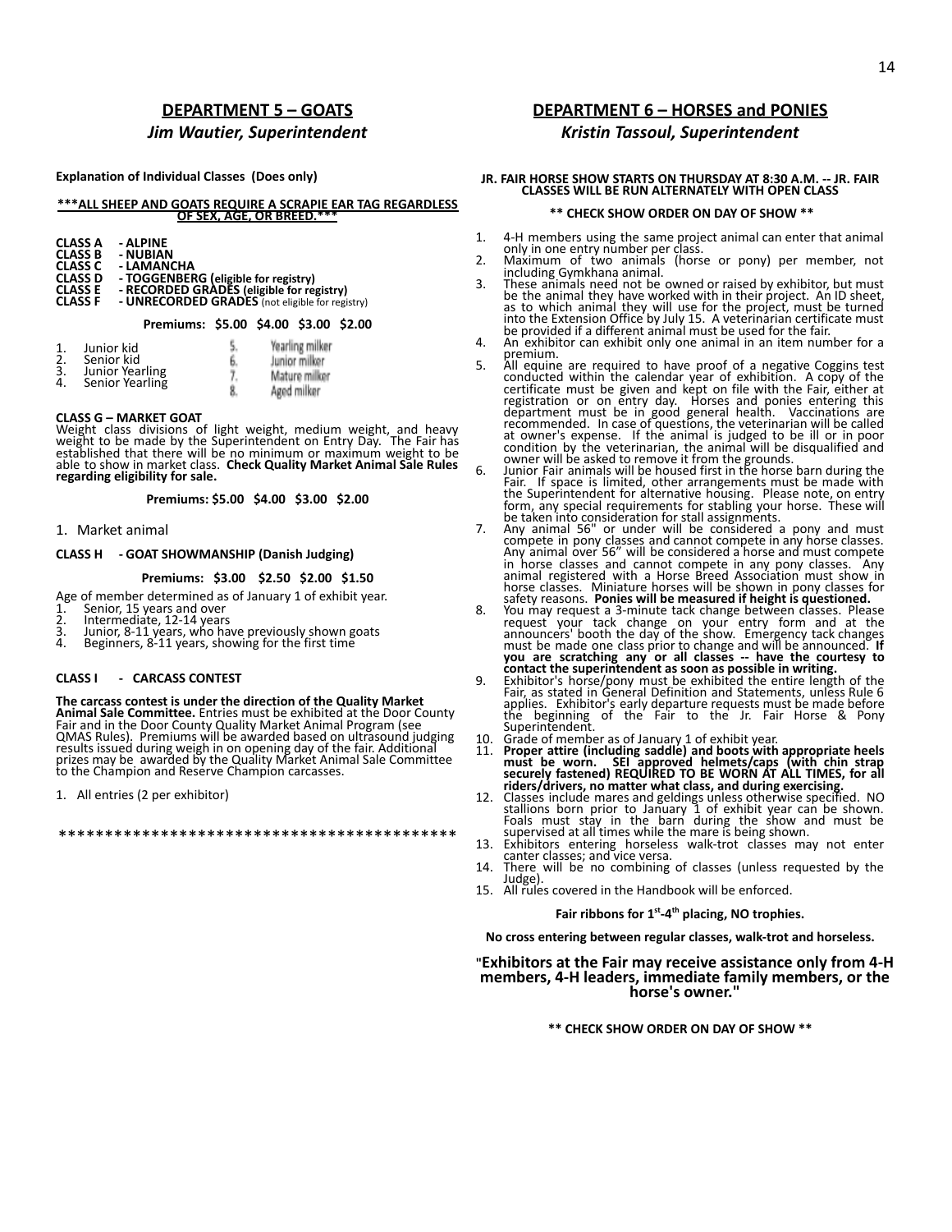## DEPARTMENT 5 – GOATS

### *Jim Wautier, Superintendent*

**Explanation of Individual Classes (Does only)**

**\*\*\*ALL SHEEP AND GOATS REQUIRE A SCRAPIE EAR TAG REGARDLESS OF SEX, AGE, OR BREED.\*\*\***

**CLASS A - ALPINE**
**CLASS B - NUBIAN**
**CLASS C - LAMANCHA**
**CLASS D - TOGGENBERG (eligible for registry)**
**CLASS E - RECORDED GRADES (eligible for registry)**
**CLASS F - UNRECORDED GRADES** (not eligible for registry)

**Premiums: $5.00 $4.00 $3.00 $2.00**

1. Junior kid
2. Senior kid
3. Junior Yearling
4. Senior Yearling
5. Yearling milker
6. Junior milker
7. Mature milker
8. Aged milker

**CLASS G – MARKET GOAT**

Weight class divisions of light weight, medium weight, and heavy weight to be made by the Superintendent on Entry Day. The Fair has established that there will be no minimum or maximum weight to be able to show in market class. **Check Quality Market Animal Sale Rules regarding eligibility for sale.**

**Premiums: $5.00 $4.00 $3.00 $2.00**

1. Market animal

**CLASS H - GOAT SHOWMANSHIP (Danish Judging)**

**Premiums: $3.00 $2.50 $2.00 $1.50**

Age of member determined as of January 1 of exhibit year.

1. Senior, 15 years and over
2. Intermediate, 12-14 years
3. Junior, 8-11 years, who have previously shown goats
4. Beginners, 8-11 years, showing for the first time

**CLASS I - CARCASS CONTEST**

**The carcass contest is under the direction of the Quality Market Animal Sale Committee.** Entries must be exhibited at the Door County Fair and in the Door County Quality Market Animal Program (see QMAS Rules). Premiums will be awarded based on ultrasound judging results issued during weigh in on opening day of the fair. Additional prizes may be awarded by the Quality Market Animal Sale Committee to the Champion and Reserve Champion carcasses.

1. All entries (2 per exhibitor)

\*\*\*\*\*\*\*\*\*\*\*\*\*\*\*\*\*\*\*\*\*\*\*\*\*\*\*\*\*\*\*\*\*\*\*\*\*\*\*\*\*\*\*\*\*

## DEPARTMENT 6 – HORSES and PONIES

### *Kristin Tassoul, Superintendent*

**JR. FAIR HORSE SHOW STARTS ON THURSDAY AT 8:30 A.M. -- JR. FAIR CLASSES WILL BE RUN ALTERNATELY WITH OPEN CLASS**

**\*\* CHECK SHOW ORDER ON DAY OF SHOW \*\***

1. 4-H members using the same project animal can enter that animal only in one entry number per class.
2. Maximum of two animals (horse or pony) per member, not including Gymkhana animal.
3. These animals need not be owned or raised by exhibitor, but must be the animal they have worked with in their project. An ID sheet, as to which animal they will use for the project, must be turned into the Extension Office by July 15. A veterinarian certificate must be provided if a different animal must be used for the fair.
4. An exhibitor can exhibit only one animal in an item number for a premium.
5. All equine are required to have proof of a negative Coggins test conducted within the calendar year of exhibition. A copy of the certificate must be given and kept on file with the Fair, either at registration or on entry day. Horses and ponies entering this department must be in good general health. Vaccinations are recommended. In case of questions, the veterinarian will be called at owner's expense. If the animal is judged to be ill or in poor condition by the veterinarian, the animal will be disqualified and owner will be asked to remove it from the grounds.
6. Junior Fair animals will be housed first in the horse barn during the Fair. If space is limited, other arrangements must be made with the Superintendent for alternative housing. Please note, on entry form, any special requirements for stabling your horse. These will be taken into consideration for stall assignments.
7. Any animal 56" or under will be considered a pony and must compete in pony classes and cannot compete in any horse classes. Any animal over 56" will be considered a horse and must compete in horse classes and cannot compete in any pony classes. Any animal registered with a Horse Breed Association must show in horse classes. Miniature horses will be shown in pony classes for safety reasons. **Ponies will be measured if height is questioned.**
8. You may request a 3-minute tack change between classes. Please request your tack change on your entry form and at the announcers' booth the day of the show. Emergency tack changes must be made one class prior to change and will be announced. **If you are scratching any or all classes -- have the courtesy to contact the superintendent as soon as possible in writing.**
9. Exhibitor's horse/pony must be exhibited the entire length of the Fair, as stated in General Definition and Statements, unless Rule 6 applies. Exhibitor's early departure requests must be made before the beginning of the Fair to the Jr. Fair Horse & Pony Superintendent.
10. Grade of member as of January 1 of exhibit year.
11. **Proper attire (including saddle) and boots with appropriate heels must be worn. SEI approved helmets/caps (with chin strap securely fastened) REQUIRED TO BE WORN AT ALL TIMES, for all riders/drivers, no matter what class, and during exercising.**
12. Classes include mares and geldings unless otherwise specified. NO stallions born prior to January 1 of exhibit year can be shown. Foals must stay in the barn during the show and must be supervised at all times while the mare is being shown.
13. Exhibitors entering horseless walk-trot classes may not enter canter classes; and vice versa.
14. There will be no combining of classes (unless requested by the Judge).
15. All rules covered in the Handbook will be enforced.

**Fair ribbons for 1st-4th placing, NO trophies.**

**No cross entering between regular classes, walk-trot and horseless.**

**"Exhibitors at the Fair may receive assistance only from 4-H members, 4-H leaders, immediate family members, or the horse's owner."**

**\*\* CHECK SHOW ORDER ON DAY OF SHOW \*\***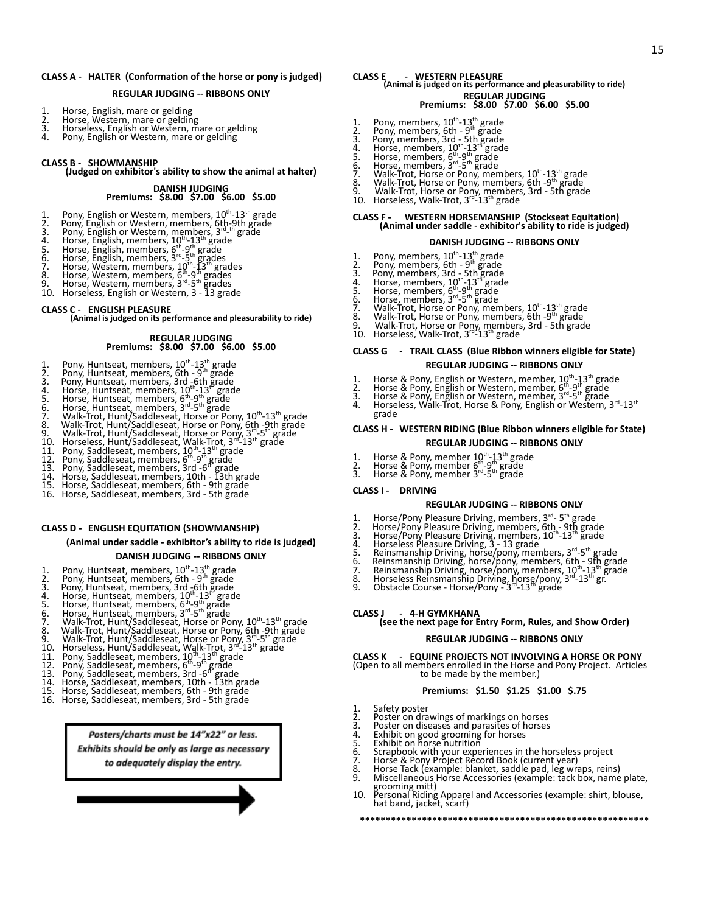**CLASS A - HALTER (Conformation of the horse or pony is judged)**

**REGULAR JUDGING -- RIBBONS ONLY**

1. Horse, English, mare or gelding
2. Horse, Western, mare or gelding
3. Horseless, English or Western, mare or gelding
4. Pony, English or Western, mare or gelding

**CLASS B - SHOWMANSHIP**
**(Judged on exhibitor's ability to show the animal at halter)**

**DANISH JUDGING**
**Premiums: $8.00 $7.00 $6.00 $5.00**

1. Pony, English or Western, members, 10th-13th grade
2. Pony, English or Western, members, 6th-9th grade
3. Pony, English or Western, members, 3rd-th grade
4. Horse, English, members, 10th-13th grade
5. Horse, English, members, 6th-9th grade
6. Horse, English, members, 3rd-5th grades
7. Horse, Western, members, 10th-13th grades
8. Horse, Western, members, 6th-9th grades
9. Horse, Western, members, 3rd-5th grades
10. Horseless, English or Western, 3 - 13 grade

**CLASS C - ENGLISH PLEASURE**
**(Animal is judged on its performance and pleasurability to ride)**

**REGULAR JUDGING**
**Premiums: $8.00 $7.00 $6.00 $5.00**

1. Pony, Huntseat, members, 10th-13th grade
2. Pony, Huntseat, members, 6th - 9th grade
3. Pony, Huntseat, members, 3rd -6th grade
4. Horse, Huntseat, members, 10th-13th grade
5. Horse, Huntseat, members, 6th-9th grade
6. Horse, Huntseat, members, 3rd-5th grade
7. Walk-Trot, Hunt/Saddleseat, Horse or Pony, 10th-13th grade
8. Walk-Trot, Hunt/Saddleseat, Horse or Pony, 6th -9th grade
9. Walk-Trot, Hunt/Saddleseat, Horse or Pony, 3rd-5th grade
10. Horseless, Hunt/Saddleseat, Walk-Trot, 3rd-13th grade
11. Pony, Saddleseat, members, 10th-13th grade
12. Pony, Saddleseat, members, 6th-9th grade
13. Pony, Saddleseat, members, 3rd -6th grade
14. Horse, Saddleseat, members, 10th - 13th grade
15. Horse, Saddleseat, members, 6th - 9th grade
16. Horse, Saddleseat, members, 3rd - 5th grade

**CLASS D - ENGLISH EQUITATION (SHOWMANSHIP)**

**(Animal under saddle - exhibitor's ability to ride is judged)**

**DANISH JUDGING -- RIBBONS ONLY**

1. Pony, Huntseat, members, 10th-13th grade
2. Pony, Huntseat, members, 6th - 9th grade
3. Pony, Huntseat, members, 3rd -6th grade
4. Horse, Huntseat, members, 10th-13th grade
5. Horse, Huntseat, members, 6th-9th grade
6. Horse, Huntseat, members, 3rd-5th grade
7. Walk-Trot, Hunt/Saddleseat, Horse or Pony, 10th-13th grade
8. Walk-Trot, Hunt/Saddleseat, Horse or Pony, 6th -9th grade
9. Walk-Trot, Hunt/Saddleseat, Horse or Pony, 3rd-5th grade
10. Horseless, Hunt/Saddleseat, Walk-Trot, 3rd-13th grade
11. Pony, Saddleseat, members, 10th-13th grade
12. Pony, Saddleseat, members, 6th-9th grade
13. Pony, Saddleseat, members, 3rd -6th grade
14. Horse, Saddleseat, members, 10th - 13th grade
15. Horse, Saddleseat, members, 6th - 9th grade
16. Horse, Saddleseat, members, 3rd - 5th grade

*Posters/charts must be 14"x22" or less. Exhibits should be only as large as necessary to adequately display the entry.*

**CLASS E - WESTERN PLEASURE**
**(Animal is judged on its performance and pleasurability to ride)**

**REGULAR JUDGING**
**Premiums: $8.00 $7.00 $6.00 $5.00**

1. Pony, members, 10th-13th grade
2. Pony, members, 6th - 9th grade
3. Pony, members, 3rd - 5th grade
4. Horse, members, 10th-13th grade
5. Horse, members, 6th-9th grade
6. Horse, members, 3rd-5th grade
7. Walk-Trot, Horse or Pony, members, 10th-13th grade
8. Walk-Trot, Horse or Pony, members, 6th -9th grade
9. Walk-Trot, Horse or Pony, members, 3rd - 5th grade
10. Horseless, Walk-Trot, 3rd-13th grade

**CLASS F - WESTERN HORSEMANSHIP (Stockseat Equitation)**
**(Animal under saddle - exhibitor's ability to ride is judged)**

**DANISH JUDGING -- RIBBONS ONLY**

1. Pony, members, 10th-13th grade
2. Pony, members, 6th - 9th grade
3. Pony, members, 3rd - 5th grade
4. Horse, members, 10th-13th grade
5. Horse, members, 6th-9th grade
6. Horse, members, 3rd-5th grade
7. Walk-Trot, Horse or Pony, members, 10th-13th grade
8. Walk-Trot, Horse or Pony, members, 6th -9th grade
9. Walk-Trot, Horse or Pony, members, 3rd - 5th grade
10. Horseless, Walk-Trot, 3rd-13th grade

**CLASS G - TRAIL CLASS (Blue Ribbon winners eligible for State)**

**REGULAR JUDGING -- RIBBONS ONLY**

1. Horse & Pony, English or Western, member, 10th-13th grade
2. Horse & Pony, English or Western, member, 6th-9th grade
3. Horse & Pony, English or Western, member, 3rd-5th grade
4. Horseless, Walk-Trot, Horse & Pony, English or Western, 3rd-13th grade

**CLASS H - WESTERN RIDING (Blue Ribbon winners eligible for State)**

**REGULAR JUDGING -- RIBBONS ONLY**

1. Horse & Pony, member 10th-13th grade
2. Horse & Pony, member 6th-9th grade
3. Horse & Pony, member 3rd-5th grade

**CLASS I - DRIVING**

**REGULAR JUDGING -- RIBBONS ONLY**

1. Horse/Pony Pleasure Driving, members, 3rd- 5th grade
2. Horse/Pony Pleasure Driving, members, 6th - 9th grade
3. Horse/Pony Pleasure Driving, members, 10th-13th grade
4. Horseless Pleasure Driving, 3 - 13 grade
5. Reinsmanship Driving, horse/pony, members, 3rd-5th grade
6. Reinsmanship Driving, horse/pony, members, 6th - 9th grade
7. Reinsmanship Driving, horse/pony, members, 10th-13th grade
8. Horseless Reinsmanship Driving, horse/pony, 3rd-13th gr.
9. Obstacle Course - Horse/Pony - 3rd-13th grade

**CLASS J - 4-H GYMKHANA**
**(see the next page for Entry Form, Rules, and Show Order)**

**REGULAR JUDGING -- RIBBONS ONLY**

**CLASS K - EQUINE PROJECTS NOT INVOLVING A HORSE OR PONY**
(Open to all members enrolled in the Horse and Pony Project. Articles to be made by the member.)

**Premiums: $1.50 $1.25 $1.00 $.75**

1. Safety poster
2. Poster on drawings of markings on horses
3. Poster on diseases and parasites of horses
4. Exhibit on good grooming for horses
5. Exhibit on horse nutrition
6. Scrapbook with your experiences in the horseless project
7. Horse & Pony Project Record Book (current year)
8. Horse Tack (example: blanket, saddle pad, leg wraps, reins)
9. Miscellaneous Horse Accessories (example: tack box, name plate, grooming mitt)
10. Personal Riding Apparel and Accessories (example: shirt, blouse, hat band, jacket, scarf)

**********************************************************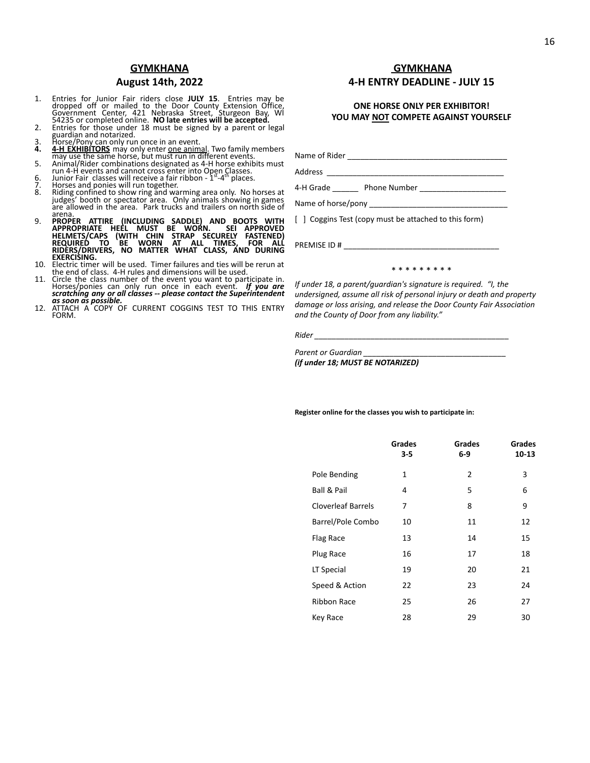## GYMKHANA

## August 14th, 2022

1. Entries for Junior Fair riders close **JULY 15**. Entries may be dropped off or mailed to the Door County Extension Office, Government Center, 421 Nebraska Street, Sturgeon Bay, WI 54235 or completed online. **NO late entries will be accepted.**
2. Entries for those under 18 must be signed by a parent or legal guardian and notarized.
3. Horse/Pony can only run once in an event.
4. **4-H EXHIBITORS** may only enter one animal. Two family members may use the same horse, but must run in different events.
5. Animal/Rider combinations designated as 4-H horse exhibits must run 4-H events and cannot cross enter into Open Classes.
6. Junior Fair classes will receive a fair ribbon - 1st-4th places.
7. Horses and ponies will run together.
8. Riding confined to show ring and warming area only. No horses at judges' booth or spectator area. Only animals showing in games are allowed in the area. Park trucks and trailers on north side of arena.
9. **PROPER ATTIRE (INCLUDING SADDLE) AND BOOTS WITH APPROPRIATE HEEL MUST BE WORN. SEI APPROVED HELMETS/CAPS (WITH CHIN STRAP SECURELY FASTENED) REQUIRED TO BE WORN AT ALL TIMES, FOR ALL RIDERS/DRIVERS, NO MATTER WHAT CLASS, AND DURING EXERCISING.**
10. Electric timer will be used. Timer failures and ties will be rerun at the end of class. 4-H rules and dimensions will be used.
11. Circle the class number of the event you want to participate in. Horses/ponies can only run once in each event. ***If you are scratching any or all classes -- please contact the Superintendent as soon as possible.***
12. ATTACH A COPY OF CURRENT COGGINS TEST TO THIS ENTRY FORM.

## GYMKHANA

## 4-H ENTRY DEADLINE - JULY 15

**ONE HORSE ONLY PER EXHIBITOR!**
**YOU MAY NOT COMPETE AGAINST YOURSELF**

Name of Rider ____________________________________

Address ________________________________________

4-H Grade ______ Phone Number ___________________

Name of horse/pony _______________________________

[ ] Coggins Test (copy must be attached to this form)

PREMISE ID # ___________________________________

\* \* \* \* \* \* \* \* \*

*If under 18, a parent/guardian's signature is required. "I, the undersigned, assume all risk of personal injury or death and property damage or loss arising, and release the Door County Fair Association and the County of Door from any liability."*

*Rider* ____________________________________________

*Parent or Guardian* ________________________________
***(if under 18; MUST BE NOTARIZED)***

**Register online for the classes you wish to participate in:**

| | Grades 3-5 | Grades 6-9 | Grades 10-13 |
|---|---|---|---|
| Pole Bending | 1 | 2 | 3 |
| Ball & Pail | 4 | 5 | 6 |
| Cloverleaf Barrels | 7 | 8 | 9 |
| Barrel/Pole Combo | 10 | 11 | 12 |
| Flag Race | 13 | 14 | 15 |
| Plug Race | 16 | 17 | 18 |
| LT Special | 19 | 20 | 21 |
| Speed & Action | 22 | 23 | 24 |
| Ribbon Race | 25 | 26 | 27 |
| Key Race | 28 | 29 | 30 |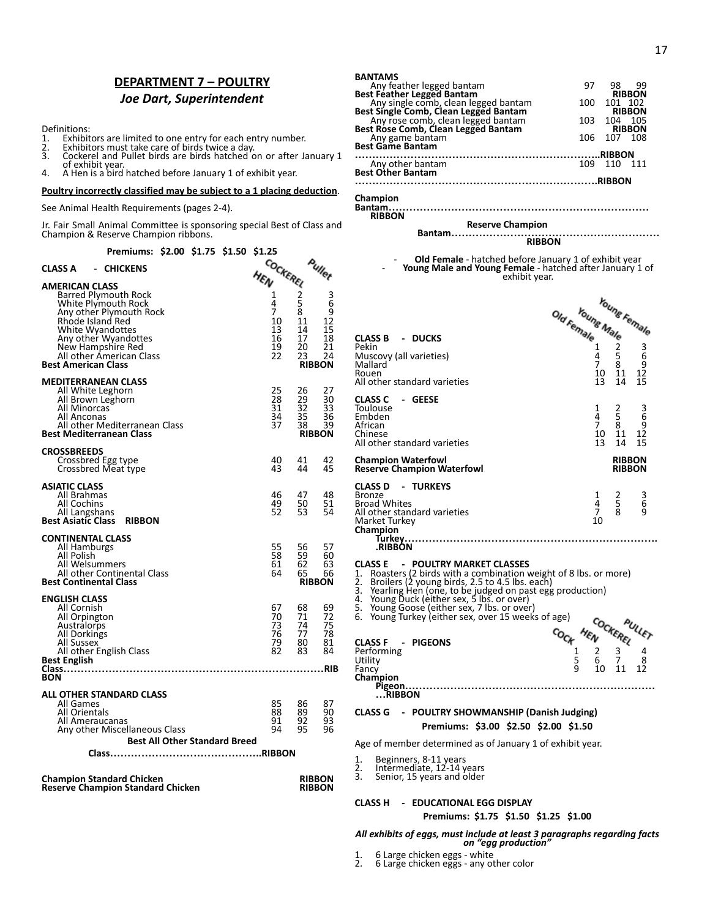## DEPARTMENT 7 – POULTRY

### *Joe Dart, Superintendent*

Definitions:

1. Exhibitors are limited to one entry for each entry number.
2. Exhibitors must take care of birds twice a day.
3. Cockerel and Pullet birds are birds hatched on or after January 1 of exhibit year.
4. A Hen is a bird hatched before January 1 of exhibit year.

**Poultry incorrectly classified may be subject to a 1 placing deduction**.

See Animal Health Requirements (pages 2-4).

Jr. Fair Small Animal Committee is sponsoring special Best of Class and Champion & Reserve Champion ribbons.

**Premiums: $2.00 $1.75 $1.50 $1.25**

| CLASS A - CHICKENS | Hen | Cockerel | Pullet |
|---|---|---|---|
| **AMERICAN CLASS** | | | |
| Barred Plymouth Rock | 1 | 2 | 3 |
| White Plymouth Rock | 4 | 5 | 6 |
| Any other Plymouth Rock | 7 | 8 | 9 |
| Rhode Island Red | 10 | 11 | 12 |
| White Wyandottes | 13 | 14 | 15 |
| Any other Wyandottes | 16 | 17 | 18 |
| New Hampshire Red | 19 | 20 | 21 |
| All other American Class | 22 | 23 | 24 |
| **Best American Class** | | **RIBBON** | |
| **MEDITERRANEAN CLASS** | | | |
| All White Leghorn | 25 | 26 | 27 |
| All Brown Leghorn | 28 | 29 | 30 |
| All Minorcas | 31 | 32 | 33 |
| All Anconas | 34 | 35 | 36 |
| All other Mediterranean Class | 37 | 38 | 39 |
| **Best Mediterranean Class** | | **RIBBON** | |
| **CROSSBREEDS** | | | |
| Crossbred Egg type | 40 | 41 | 42 |
| Crossbred Meat type | 43 | 44 | 45 |
| **ASIATIC CLASS** | | | |
| All Brahmas | 46 | 47 | 48 |
| All Cochins | 49 | 50 | 51 |
| All Langshans | 52 | 53 | 54 |
| **Best Asiatic Class RIBBON** | | | |
| **CONTINENTAL CLASS** | | | |
| All Hamburgs | 55 | 56 | 57 |
| All Polish | 58 | 59 | 60 |
| All Welsummers | 61 | 62 | 63 |
| All other Continental Class | 64 | 65 | 66 |
| **Best Continental Class** | | **RIBBON** | |
| **ENGLISH CLASS** | | | |
| All Cornish | 67 | 68 | 69 |
| All Orpington | 70 | 71 | 72 |
| Australorps | 73 | 74 | 75 |
| All Dorkings | 76 | 77 | 78 |
| All Sussex | 79 | 80 | 81 |
| All other English Class | 82 | 83 | 84 |
| **Best English Class……RIBBON** | | | |
| **ALL OTHER STANDARD CLASS** | | | |
| All Games | 85 | 86 | 87 |
| All Orientals | 88 | 89 | 90 |
| All Ameraucanas | 91 | 92 | 93 |
| Any other Miscellaneous Class | 94 | 95 | 96 |
| **Best All Other Standard Breed Class……RIBBON** | | | |
| **Champion Standard Chicken** | | | **RIBBON** |
| **Reserve Champion Standard Chicken** | | | **RIBBON** |

| BANTAMS | Hen | Cockerel | Pullet |
|---|---|---|---|
| Any feather legged bantam | 97 | 98 | 99 |
| **Best Feather Legged Bantam** | | **RIBBON** | |
| Any single comb, clean legged bantam | 100 | 101 | 102 |
| **Best Single Comb, Clean Legged Bantam** | | **RIBBON** | |
| Any rose comb, clean legged bantam | 103 | 104 | 105 |
| **Best Rose Comb, Clean Legged Bantam** | | **RIBBON** | |
| Any game bantam | 106 | 107 | 108 |
| **Best Game Bantam……RIBBON** | | | |
| Any other bantam | 109 | 110 | 111 |
| **Best Other Bantam……RIBBON** | | | |

**Champion Bantam……RIBBON**

**Reserve Champion Bantam……RIBBON**

- **Old Female** - hatched before January 1 of exhibit year
- **Young Male and Young Female** - hatched after January 1 of exhibit year.

| | Old Female | Young Male | Young Female |
|---|---|---|---|
| **CLASS B - DUCKS** | | | |
| Pekin | 1 | 2 | 3 |
| Muscovy (all varieties) | 4 | 5 | 6 |
| Mallard | 7 | 8 | 9 |
| Rouen | 10 | 11 | 12 |
| All other standard varieties | 13 | 14 | 15 |
| **CLASS C - GEESE** | | | |
| Toulouse | 1 | 2 | 3 |
| Embden | 4 | 5 | 6 |
| African | 7 | 8 | 9 |
| Chinese | 10 | 11 | 12 |
| All other standard varieties | 13 | 14 | 15 |
| **Champion Waterfowl** | | | **RIBBON** |
| **Reserve Champion Waterfowl** | | | **RIBBON** |
| **CLASS D - TURKEYS** | | | |
| Bronze | 1 | 2 | 3 |
| Broad Whites | 4 | 5 | 6 |
| All other standard varieties | 7 | 8 | 9 |
| Market Turkey | 10 | | |
| **Champion Turkey……RIBBON** | | | |

**CLASS E - POULTRY MARKET CLASSES**

1. Roasters (2 birds with a combination weight of 8 lbs. or more)
2. Broilers (2 young birds, 2.5 to 4.5 lbs. each)
3. Yearling Hen (one, to be judged on past egg production)
4. Young Duck (either sex, 5 lbs. or over)
5. Young Goose (either sex, 7 lbs. or over)
6. Young Turkey (either sex, over 15 weeks of age)

| CLASS F - PIGEONS | Cock | Hen | Cockerel | Pullet |
|---|---|---|---|---|
| Performing | 1 | 2 | 3 | 4 |
| Utility | 5 | 6 | 7 | 8 |
| Fancy | 9 | 10 | 11 | 12 |
| **Champion Pigeon……RIBBON** | | | | |

**CLASS G - POULTRY SHOWMANSHIP (Danish Judging)**

**Premiums: $3.00 $2.50 $2.00 $1.50**

Age of member determined as of January 1 of exhibit year.

1. Beginners, 8-11 years
2. Intermediate, 12-14 years
3. Senior, 15 years and older

**CLASS H - EDUCATIONAL EGG DISPLAY**

**Premiums: $1.75 $1.50 $1.25 $1.00**

***All exhibits of eggs, must include at least 3 paragraphs regarding facts on "egg production"***

1. 6 Large chicken eggs - white
2. 6 Large chicken eggs - any other color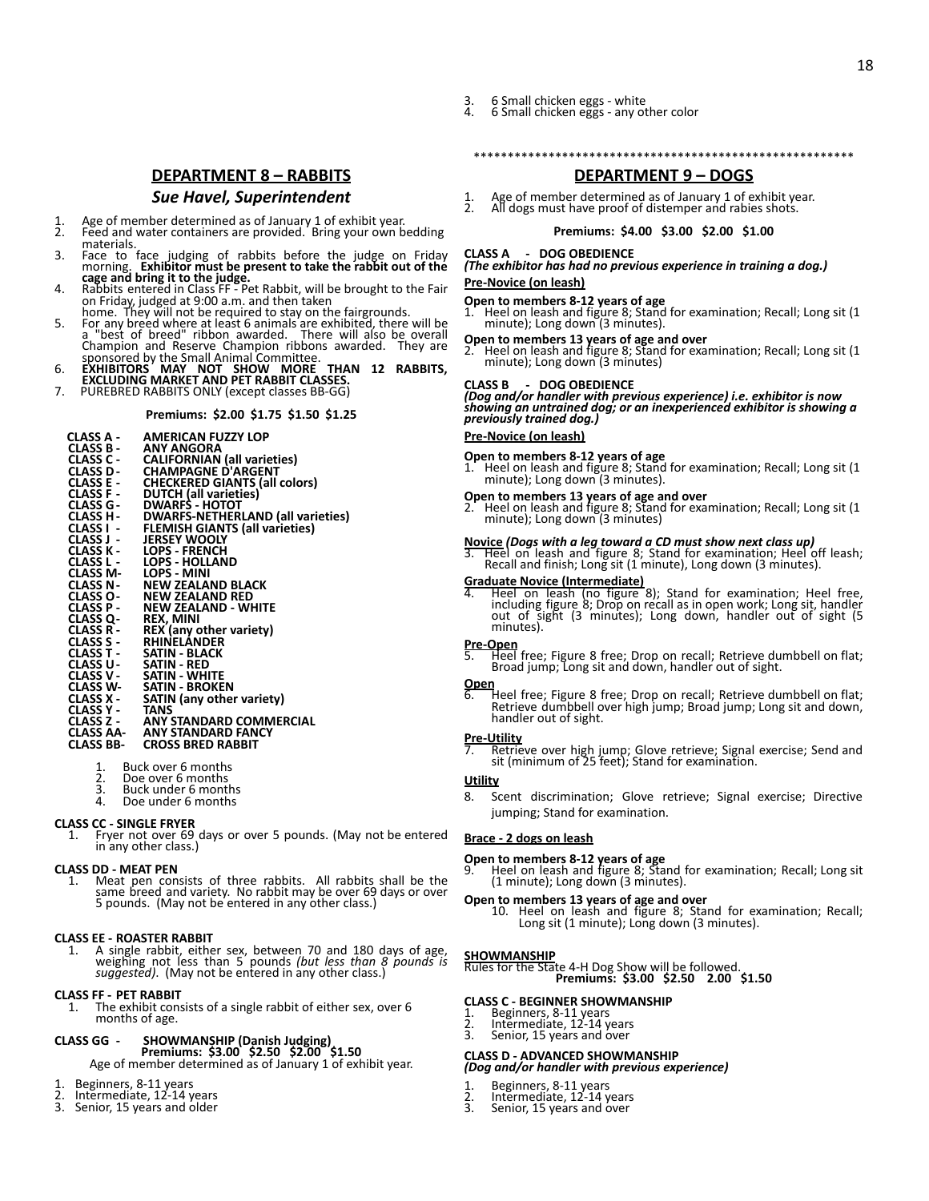## DEPARTMENT 8 – RABBITS

### *Sue Havel, Superintendent*

1. Age of member determined as of January 1 of exhibit year.
2. Feed and water containers are provided. Bring your own bedding materials.
3. Face to face judging of rabbits before the judge on Friday morning. **Exhibitor must be present to take the rabbit out of the cage and bring it to the judge.**
4. Rabbits entered in Class FF - Pet Rabbit, will be brought to the Fair on Friday, judged at 9:00 a.m. and then taken home. They will not be required to stay on the fairgrounds.
5. For any breed where at least 6 animals are exhibited, there will be a "best of breed" ribbon awarded. There will also be overall Champion and Reserve Champion ribbons awarded. They are sponsored by the Small Animal Committee.
6. **EXHIBITORS MAY NOT SHOW MORE THAN 12 RABBITS, EXCLUDING MARKET AND PET RABBIT CLASSES.**
7. PUREBRED RABBITS ONLY (except classes BB-GG)

**Premiums: $2.00 $1.75 $1.50 $1.25**

**CLASS A - AMERICAN FUZZY LOP**
**CLASS B - ANY ANGORA**
**CLASS C - CALIFORNIAN (all varieties)**
**CLASS D - CHAMPAGNE D'ARGENT**
**CLASS E - CHECKERED GIANTS (all colors)**
**CLASS F - DUTCH (all varieties)**
**CLASS G - DWARFS - HOTOT**
**CLASS H - DWARFS-NETHERLAND (all varieties)**
**CLASS I - FLEMISH GIANTS (all varieties)**
**CLASS J - JERSEY WOOLY**
**CLASS K - LOPS - FRENCH**
**CLASS L - LOPS - HOLLAND**
**CLASS M- LOPS - MINI**
**CLASS N - NEW ZEALAND BLACK**
**CLASS O - NEW ZEALAND RED**
**CLASS P - NEW ZEALAND - WHITE**
**CLASS Q- REX, MINI**
**CLASS R - REX (any other variety)**
**CLASS S - RHINELANDER**
**CLASS T - SATIN - BLACK**
**CLASS U - SATIN - RED**
**CLASS V - SATIN - WHITE**
**CLASS W- SATIN - BROKEN**
**CLASS X - SATIN (any other variety)**
**CLASS Y - TANS**
**CLASS Z - ANY STANDARD COMMERCIAL**
**CLASS AA- ANY STANDARD FANCY**
**CLASS BB- CROSS BRED RABBIT**

1. Buck over 6 months
2. Doe over 6 months
3. Buck under 6 months
4. Doe under 6 months

**CLASS CC - SINGLE FRYER**

1. Fryer not over 69 days or over 5 pounds. (May not be entered in any other class.)

**CLASS DD - MEAT PEN**

1. Meat pen consists of three rabbits. All rabbits shall be the same breed and variety. No rabbit may be over 69 days or over 5 pounds. (May not be entered in any other class.)

**CLASS EE - ROASTER RABBIT**

1. A single rabbit, either sex, between 70 and 180 days of age, weighing not less than 5 pounds *(but less than 8 pounds is suggested)*. (May not be entered in any other class.)

**CLASS FF - PET RABBIT**

1. The exhibit consists of a single rabbit of either sex, over 6 months of age.

**CLASS GG - SHOWMANSHIP (Danish Judging)**
**Premiums: $3.00 $2.50 $2.00 $1.50**
Age of member determined as of January 1 of exhibit year.

1. Beginners, 8-11 years
2. Intermediate, 12-14 years
3. Senior, 15 years and older

3. 6 Small chicken eggs - white
4. 6 Small chicken eggs - any other color

*********************************************************

## DEPARTMENT 9 – DOGS

1. Age of member determined as of January 1 of exhibit year.
2. All dogs must have proof of distemper and rabies shots.

**Premiums: $4.00 $3.00 $2.00 $1.00**

**CLASS A - DOG OBEDIENCE**
***(The exhibitor has had no previous experience in training a dog.)***

**Pre-Novice (on leash)**

**Open to members 8-12 years of age**
1. Heel on leash and figure 8; Stand for examination; Recall; Long sit (1 minute); Long down (3 minutes).

**Open to members 13 years of age and over**
2. Heel on leash and figure 8; Stand for examination; Recall; Long sit (1 minute); Long down (3 minutes)

**CLASS B - DOG OBEDIENCE**
***(Dog and/or handler with previous experience) i.e. exhibitor is now showing an untrained dog; or an inexperienced exhibitor is showing a previously trained dog.)***

**Pre-Novice (on leash)**

**Open to members 8-12 years of age**
1. Heel on leash and figure 8; Stand for examination; Recall; Long sit (1 minute); Long down (3 minutes).

**Open to members 13 years of age and over**
2. Heel on leash and figure 8; Stand for examination; Recall; Long sit (1 minute); Long down (3 minutes)

**Novice** ***(Dogs with a leg toward a CD must show next class up)***
3. Heel on leash and figure 8; Stand for examination; Heel off leash; Recall and finish; Long sit (1 minute), Long down (3 minutes).

**Graduate Novice (Intermediate)**
4. Heel on leash (no figure 8); Stand for examination; Heel free, including figure 8; Drop on recall as in open work; Long sit, handler out of sight (3 minutes); Long down, handler out of sight (5 minutes).

**Pre-Open**
5. Heel free; Figure 8 free; Drop on recall; Retrieve dumbbell on flat; Broad jump; Long sit and down, handler out of sight.

**Open**
6. Heel free; Figure 8 free; Drop on recall; Retrieve dumbbell on flat; Retrieve dumbbell over high jump; Broad jump; Long sit and down, handler out of sight.

**Pre-Utility**
7. Retrieve over high jump; Glove retrieve; Signal exercise; Send and sit (minimum of 25 feet); Stand for examination.

**Utility**
8. Scent discrimination; Glove retrieve; Signal exercise; Directive jumping; Stand for examination.

**Brace - 2 dogs on leash**

**Open to members 8-12 years of age**
9. Heel on leash and figure 8; Stand for examination; Recall; Long sit (1 minute); Long down (3 minutes).

**Open to members 13 years of age and over**
10. Heel on leash and figure 8; Stand for examination; Recall; Long sit (1 minute); Long down (3 minutes).

**SHOWMANSHIP**
Rules for the State 4-H Dog Show will be followed.
**Premiums: $3.00 $2.50 2.00 $1.50**

**CLASS C - BEGINNER SHOWMANSHIP**
1. Beginners, 8-11 years
2. Intermediate, 12-14 years
3. Senior, 15 years and over

**CLASS D - ADVANCED SHOWMANSHIP**
***(Dog and/or handler with previous experience)***
1. Beginners, 8-11 years
2. Intermediate, 12-14 years
3. Senior, 15 years and over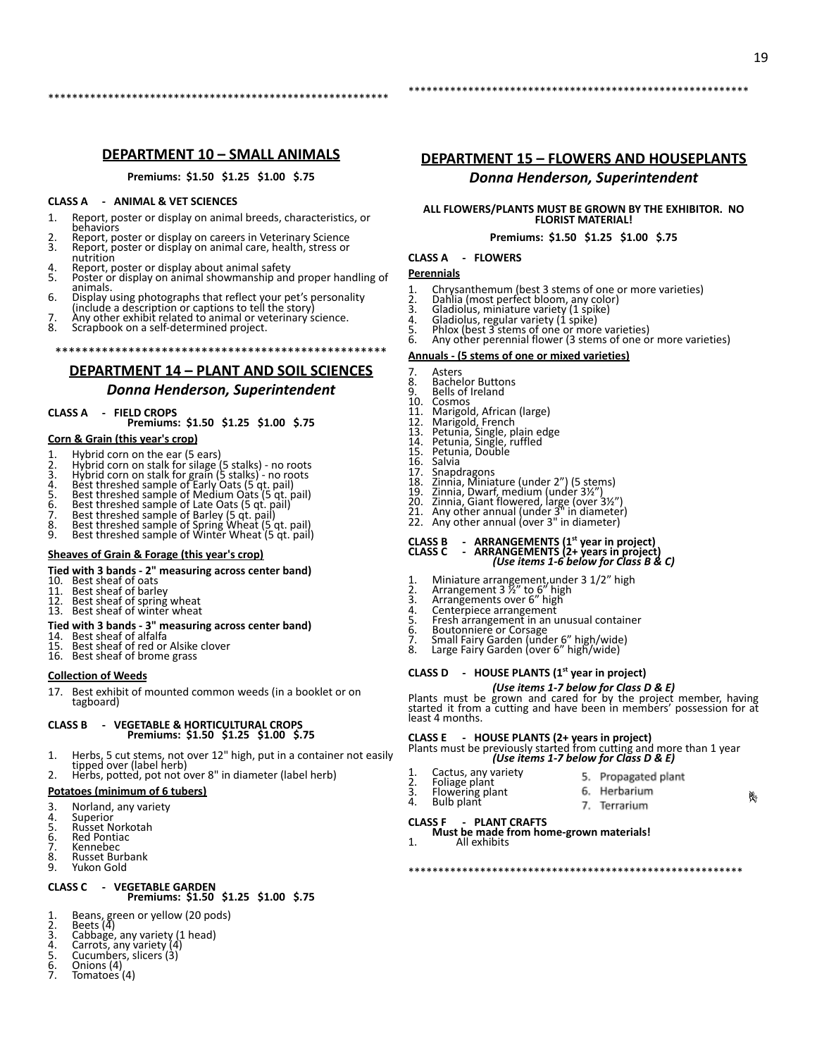## DEPARTMENT 10 – SMALL ANIMALS

**Premiums: $1.50 $1.25 $1.00 $.75**

**CLASS A - ANIMAL & VET SCIENCES**

1. Report, poster or display on animal breeds, characteristics, or behaviors
2. Report, poster or display on careers in Veterinary Science
3. Report, poster or display on animal care, health, stress or nutrition
4. Report, poster or display about animal safety
5. Poster or display on animal showmanship and proper handling of animals.
6. Display using photographs that reflect your pet's personality (include a description or captions to tell the story)
7. Any other exhibit related to animal or veterinary science.
8. Scrapbook on a self-determined project.

## DEPARTMENT 14 – PLANT AND SOIL SCIENCES

### *Donna Henderson, Superintendent*

**CLASS A - FIELD CROPS**
**Premiums: $1.50 $1.25 $1.00 $.75**

**Corn & Grain (this year's crop)**

1. Hybrid corn on the ear (5 ears)
2. Hybrid corn on stalk for silage (5 stalks) - no roots
3. Hybrid corn on stalk for grain (5 stalks) - no roots
4. Best threshed sample of Early Oats (5 qt. pail)
5. Best threshed sample of Medium Oats (5 qt. pail)
6. Best threshed sample of Late Oats (5 qt. pail)
7. Best threshed sample of Barley (5 qt. pail)
8. Best threshed sample of Spring Wheat (5 qt. pail)
9. Best threshed sample of Winter Wheat (5 qt. pail)

**Sheaves of Grain & Forage (this year's crop)**

**Tied with 3 bands - 2" measuring across center band)**

10. Best sheaf of oats
11. Best sheaf of barley
12. Best sheaf of spring wheat
13. Best sheaf of winter wheat

**Tied with 3 bands - 3" measuring across center band)**

14. Best sheaf of alfalfa
15. Best sheaf of red or Alsike clover
16. Best sheaf of brome grass

**Collection of Weeds**

17. Best exhibit of mounted common weeds (in a booklet or on tagboard)

**CLASS B - VEGETABLE & HORTICULTURAL CROPS**
**Premiums: $1.50 $1.25 $1.00 $.75**

1. Herbs, 5 cut stems, not over 12" high, put in a container not easily tipped over (label herb)
2. Herbs, potted, pot not over 8" in diameter (label herb)

**Potatoes (minimum of 6 tubers)**

3. Norland, any variety
4. Superior
5. Russet Norkotah
6. Red Pontiac
7. Kennebec
8. Russet Burbank
9. Yukon Gold

**CLASS C - VEGETABLE GARDEN**
**Premiums: $1.50 $1.25 $1.00 $.75**

1. Beans, green or yellow (20 pods)
2. Beets (4)
3. Cabbage, any variety (1 head)
4. Carrots, any variety (4)
5. Cucumbers, slicers (3)
6. Onions (4)
7. Tomatoes (4)

## DEPARTMENT 15 – FLOWERS AND HOUSEPLANTS

### *Donna Henderson, Superintendent*

**ALL FLOWERS/PLANTS MUST BE GROWN BY THE EXHIBITOR. NO FLORIST MATERIAL!**

**Premiums: $1.50 $1.25 $1.00 $.75**

**CLASS A - FLOWERS**

**Perennials**

1. Chrysanthemum (best 3 stems of one or more varieties)
2. Dahlia (most perfect bloom, any color)
3. Gladiolus, miniature variety (1 spike)
4. Gladiolus, regular variety (1 spike)
5. Phlox (best 3 stems of one or more varieties)
6. Any other perennial flower (3 stems of one or more varieties)

**Annuals - (5 stems of one or mixed varieties)**

7. Asters
8. Bachelor Buttons
9. Bells of Ireland
10. Cosmos
11. Marigold, African (large)
12. Marigold, French
13. Petunia, Single, plain edge
14. Petunia, Single, ruffled
15. Petunia, Double
16. Salvia
17. Snapdragons
18. Zinnia, Miniature (under 2") (5 stems)
19. Zinnia, Dwarf, medium (under 3½")
20. Zinnia, Giant flowered, large (over 3½")
21. Any other annual (under 3" in diameter)
22. Any other annual (over 3" in diameter)

**CLASS B - ARRANGEMENTS (1st year in project)**
**CLASS C - ARRANGEMENTS (2+ years in project)**
***(Use items 1-6 below for Class B & C)***

1. Miniature arrangement,under 3 1/2" high
2. Arrangement 3 ½" to 6" high
3. Arrangements over 6" high
4. Centerpiece arrangement
5. Fresh arrangement in an unusual container
6. Boutonniere or Corsage
7. Small Fairy Garden (under 6" high/wide)
8. Large Fairy Garden (over 6" high/wide)

**CLASS D - HOUSE PLANTS (1st year in project)**

***(Use items 1-7 below for Class D & E)***

Plants must be grown and cared for by the project member, having started it from a cutting and have been in members' possession for at least 4 months.

**CLASS E - HOUSE PLANTS (2+ years in project)**

Plants must be previously started from cutting and more than 1 year
***(Use items 1-7 below for Class D & E)***

1. Cactus, any variety
2. Foliage plant
3. Flowering plant
4. Bulb plant
5. Propagated plant
6. Herbarium
7. Terrarium

**CLASS F - PLANT CRAFTS**

**Must be made from home-grown materials!**

1. All exhibits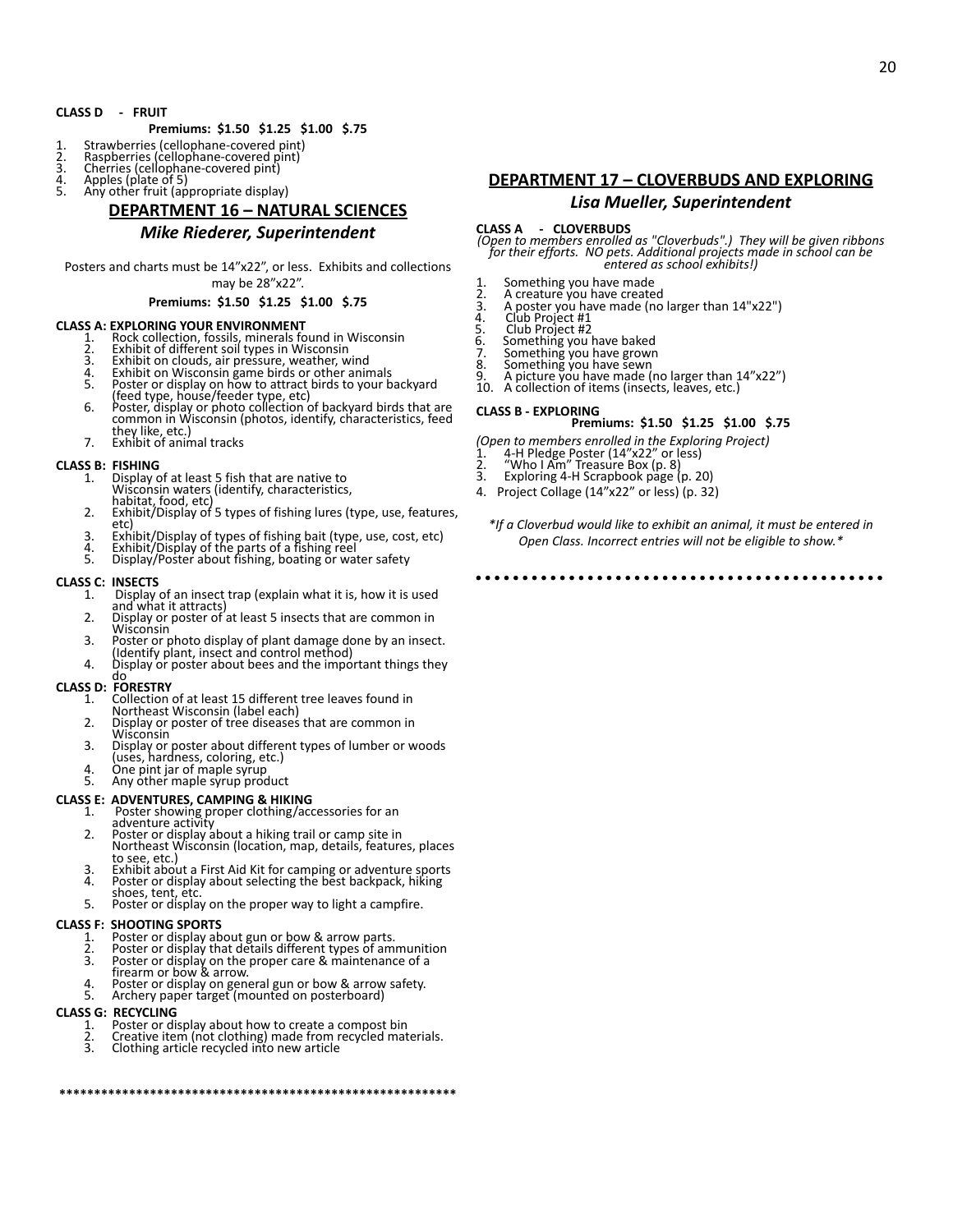**CLASS D - FRUIT**

**Premiums: $1.50 $1.25 $1.00 $.75**

1. Strawberries (cellophane-covered pint)
2. Raspberries (cellophane-covered pint)
3. Cherries (cellophane-covered pint)
4. Apples (plate of 5)
5. Any other fruit (appropriate display)

## DEPARTMENT 16 – NATURAL SCIENCES

### *Mike Riederer, Superintendent*

Posters and charts must be 14"x22", or less. Exhibits and collections may be 28"x22".

**Premiums: $1.50 $1.25 $1.00 $.75**

**CLASS A: EXPLORING YOUR ENVIRONMENT**

1. Rock collection, fossils, minerals found in Wisconsin
2. Exhibit of different soil types in Wisconsin
3. Exhibit on clouds, air pressure, weather, wind
4. Exhibit on Wisconsin game birds or other animals
5. Poster or display on how to attract birds to your backyard (feed type, house/feeder type, etc)
6. Poster, display or photo collection of backyard birds that are common in Wisconsin (photos, identify, characteristics, feed they like, etc.)
7. Exhibit of animal tracks

**CLASS B: FISHING**

1. Display of at least 5 fish that are native to Wisconsin waters (identify, characteristics, habitat, food, etc)
2. Exhibit/Display of 5 types of fishing lures (type, use, features, etc)
3. Exhibit/Display of types of fishing bait (type, use, cost, etc)
4. Exhibit/Display of the parts of a fishing reel
5. Display/Poster about fishing, boating or water safety

**CLASS C: INSECTS**

1. Display of an insect trap (explain what it is, how it is used and what it attracts)
2. Display or poster of at least 5 insects that are common in Wisconsin
3. Poster or photo display of plant damage done by an insect. (Identify plant, insect and control method)
4. Display or poster about bees and the important things they do

**CLASS D: FORESTRY**

1. Collection of at least 15 different tree leaves found in Northeast Wisconsin (label each)
2. Display or poster of tree diseases that are common in Wisconsin
3. Display or poster about different types of lumber or woods (uses, hardness, coloring, etc.)
4. One pint jar of maple syrup
5. Any other maple syrup product

**CLASS E: ADVENTURES, CAMPING & HIKING**

1. Poster showing proper clothing/accessories for an adventure activity
2. Poster or display about a hiking trail or camp site in Northeast Wisconsin (location, map, details, features, places to see, etc.)
3. Exhibit about a First Aid Kit for camping or adventure sports
4. Poster or display about selecting the best backpack, hiking shoes, tent, etc.
5. Poster or display on the proper way to light a campfire.

**CLASS F: SHOOTING SPORTS**

1. Poster or display about gun or bow & arrow parts.
2. Poster or display that details different types of ammunition
3. Poster or display on the proper care & maintenance of a firearm or bow & arrow.
4. Poster or display on general gun or bow & arrow safety.
5. Archery paper target (mounted on posterboard)

**CLASS G: RECYCLING**

1. Poster or display about how to create a compost bin
2. Creative item (not clothing) made from recycled materials.
3. Clothing article recycled into new article

*********************************************************

## DEPARTMENT 17 – CLOVERBUDS AND EXPLORING

### *Lisa Mueller, Superintendent*

**CLASS A - CLOVERBUDS**

*(Open to members enrolled as "Cloverbuds".) They will be given ribbons for their efforts. NO pets. Additional projects made in school can be entered as school exhibits!)*

1. Something you have made
2. A creature you have created
3. A poster you have made (no larger than 14"x22")
4. Club Project #1
5. Club Project #2
6. Something you have baked
7. Something you have grown
8. Something you have sewn
9. A picture you have made (no larger than 14"x22")
10. A collection of items (insects, leaves, etc.)

**CLASS B - EXPLORING**

**Premiums: $1.50 $1.25 $1.00 $.75**

*(Open to members enrolled in the Exploring Project)*

1. 4-H Pledge Poster (14"x22" or less)
2. "Who I Am" Treasure Box (p. 8)
3. Exploring 4-H Scrapbook page (p. 20)
4. Project Collage (14"x22" or less) (p. 32)

*\*If a Cloverbud would like to exhibit an animal, it must be entered in Open Class. Incorrect entries will not be eligible to show.\**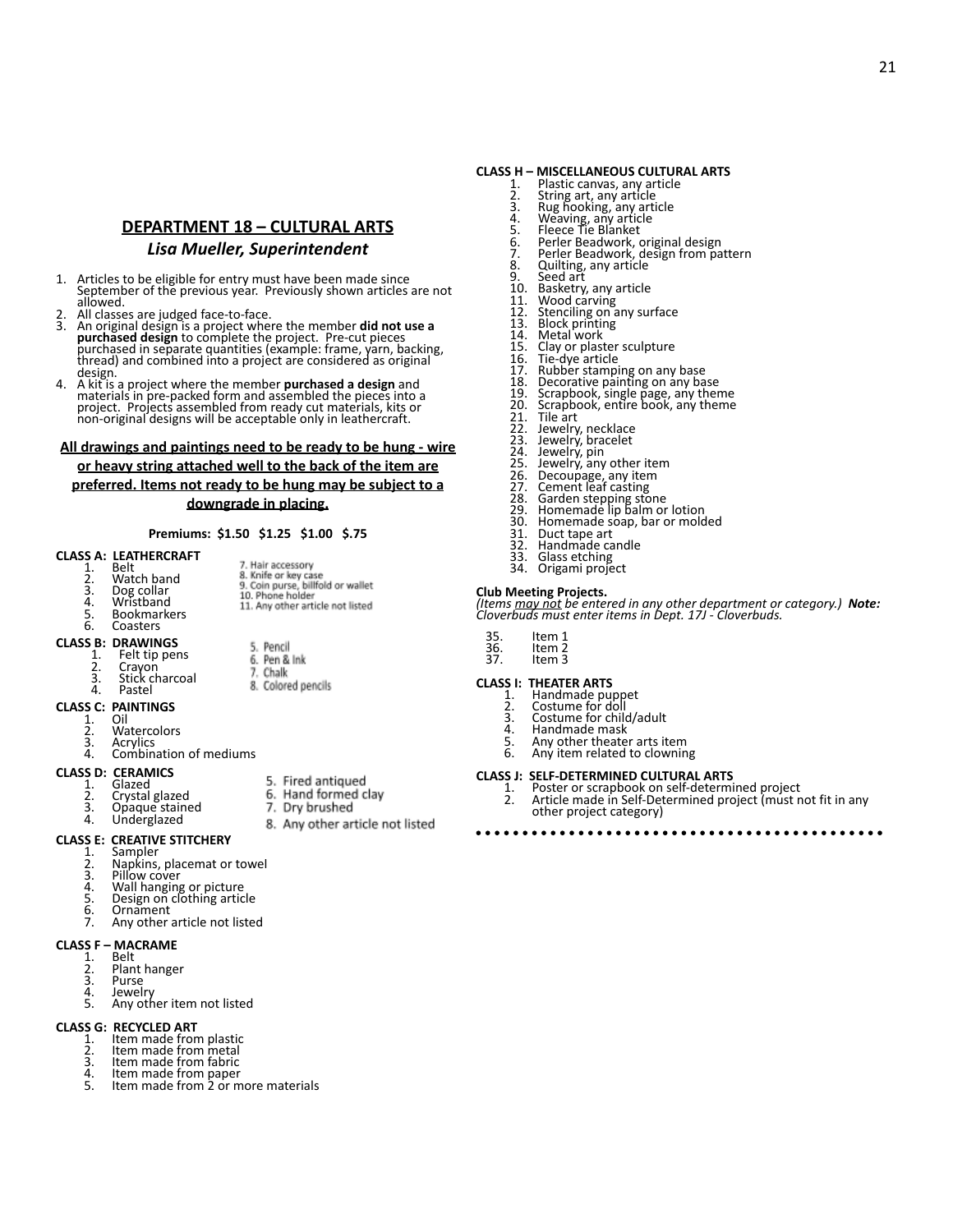## DEPARTMENT 18 – CULTURAL ARTS

### *Lisa Mueller, Superintendent*

1. Articles to be eligible for entry must have been made since September of the previous year. Previously shown articles are not allowed.
2. All classes are judged face-to-face.
3. An original design is a project where the member **did not use a purchased design** to complete the project. Pre-cut pieces purchased in separate quantities (example: frame, yarn, backing, thread) and combined into a project are considered as original design.
4. A kit is a project where the member **purchased a design** and materials in pre-packed form and assembled the pieces into a project. Projects assembled from ready cut materials, kits or non-original designs will be acceptable only in leathercraft.

**All drawings and paintings need to be ready to be hung - wire or heavy string attached well to the back of the item are preferred. Items not ready to be hung may be subject to a downgrade in placing.**

**Premiums: $1.50 $1.25 $1.00 $.75**

**CLASS A: LEATHERCRAFT**
1. Belt
2. Watch band
3. Dog collar
4. Wristband
5. Bookmarkers
6. Coasters
7. Hair accessory
8. Knife or key case
9. Coin purse, billfold or wallet
10. Phone holder
11. Any other article not listed

**CLASS B: DRAWINGS**
1. Felt tip pens
2. Crayon
3. Stick charcoal
4. Pastel
5. Pencil
6. Pen & Ink
7. Chalk
8. Colored pencils

**CLASS C: PAINTINGS**
1. Oil
2. Watercolors
3. Acrylics
4. Combination of mediums

**CLASS D: CERAMICS**
1. Glazed
2. Crystal glazed
3. Opaque stained
4. Underglazed
5. Fired antiqued
6. Hand formed clay
7. Dry brushed
8. Any other article not listed

**CLASS E: CREATIVE STITCHERY**
1. Sampler
2. Napkins, placemat or towel
3. Pillow cover
4. Wall hanging or picture
5. Design on clothing article
6. Ornament
7. Any other article not listed

**CLASS F – MACRAME**
1. Belt
2. Plant hanger
3. Purse
4. Jewelry
5. Any other item not listed

**CLASS G: RECYCLED ART**
1. Item made from plastic
2. Item made from metal
3. Item made from fabric
4. Item made from paper
5. Item made from 2 or more materials

**CLASS H – MISCELLANEOUS CULTURAL ARTS**
1. Plastic canvas, any article
2. String art, any article
3. Rug hooking, any article
4. Weaving, any article
5. Fleece Tie Blanket
6. Perler Beadwork, original design
7. Perler Beadwork, design from pattern
8. Quilting, any article
9. Seed art
10. Basketry, any article
11. Wood carving
12. Stenciling on any surface
13. Block printing
14. Metal work
15. Clay or plaster sculpture
16. Tie-dye article
17. Rubber stamping on any base
18. Decorative painting on any base
19. Scrapbook, single page, any theme
20. Scrapbook, entire book, any theme
21. Tile art
22. Jewelry, necklace
23. Jewelry, bracelet
24. Jewelry, pin
25. Jewelry, any other item
26. Decoupage, any item
27. Cement leaf casting
28. Garden stepping stone
29. Homemade lip balm or lotion
30. Homemade soap, bar or molded
31. Duct tape art
32. Handmade candle
33. Glass etching
34. Origami project

**Club Meeting Projects.**
*(Items may not be entered in any other department or category.)* ***Note:*** *Cloverbuds must enter items in Dept. 17J - Cloverbuds.*

35. Item 1
36. Item 2
37. Item 3

**CLASS I: THEATER ARTS**
1. Handmade puppet
2. Costume for doll
3. Costume for child/adult
4. Handmade mask
5. Any other theater arts item
6. Any item related to clowning

**CLASS J: SELF-DETERMINED CULTURAL ARTS**
1. Poster or scrapbook on self-determined project
2. Article made in Self-Determined project (must not fit in any other project category)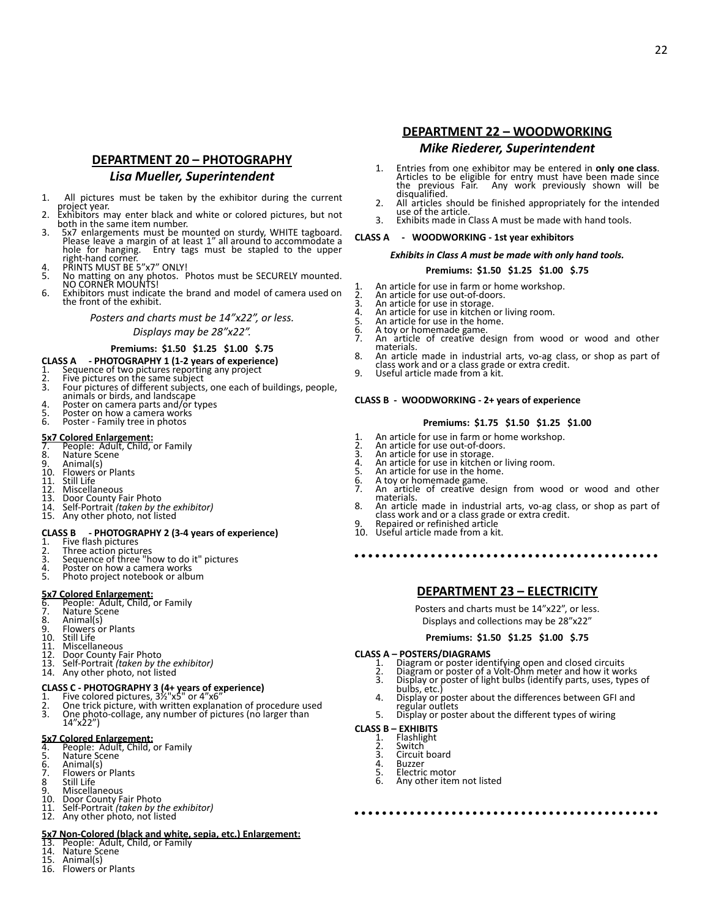## DEPARTMENT 20 – PHOTOGRAPHY

### *Lisa Mueller, Superintendent*

1. All pictures must be taken by the exhibitor during the current project year.
2. Exhibitors may enter black and white or colored pictures, but not both in the same item number.
3. 5x7 enlargements must be mounted on sturdy, WHITE tagboard. Please leave a margin of at least 1" all around to accommodate a hole for hanging. Entry tags must be stapled to the upper right-hand corner.
4. PRINTS MUST BE 5"x7" ONLY!
5. No matting on any photos. Photos must be SECURELY mounted. NO CORNER MOUNTS!
6. Exhibitors must indicate the brand and model of camera used on the front of the exhibit.

*Posters and charts must be 14"x22", or less.*

*Displays may be 28"x22".*

**Premiums: $1.50 $1.25 $1.00 $.75**

**CLASS A - PHOTOGRAPHY 1 (1-2 years of experience)**

1. Sequence of two pictures reporting any project
2. Five pictures on the same subject
3. Four pictures of different subjects, one each of buildings, people, animals or birds, and landscape
4. Poster on camera parts and/or types
5. Poster on how a camera works
6. Poster - Family tree in photos

**5x7 Colored Enlargement:**

7. People: Adult, Child, or Family
8. Nature Scene
9. Animal(s)
10. Flowers or Plants
11. Still Life
12. Miscellaneous
13. Door County Fair Photo
14. Self-Portrait *(taken by the exhibitor)*
15. Any other photo, not listed

**CLASS B - PHOTOGRAPHY 2 (3-4 years of experience)**

1. Five flash pictures
2. Three action pictures
3. Sequence of three "how to do it" pictures
4. Poster on how a camera works
5. Photo project notebook or album

**5x7 Colored Enlargement:**

6. People: Adult, Child, or Family
7. Nature Scene
8. Animal(s)
9. Flowers or Plants
10. Still Life
11. Miscellaneous
12. Door County Fair Photo
13. Self-Portrait *(taken by the exhibitor)*
14. Any other photo, not listed

**CLASS C - PHOTOGRAPHY 3 (4+ years of experience)**

1. Five colored pictures, 3½"x5" or 4"x6"
2. One trick picture, with written explanation of procedure used
3. One photo-collage, any number of pictures (no larger than 14"x22")

**5x7 Colored Enlargement:**

4. People: Adult, Child, or Family
5. Nature Scene
6. Animal(s)
7. Flowers or Plants
8. Still Life
9. Miscellaneous
10. Door County Fair Photo
11. Self-Portrait *(taken by the exhibitor)*
12. Any other photo, not listed

**5x7 Non-Colored (black and white, sepia, etc.) Enlargement:**

13. People: Adult, Child, or Family
14. Nature Scene
15. Animal(s)
16. Flowers or Plants

## DEPARTMENT 22 – WOODWORKING

### *Mike Riederer, Superintendent*

1. Entries from one exhibitor may be entered in **only one class**. Articles to be eligible for entry must have been made since the previous Fair. Any work previously shown will be disqualified.
2. All articles should be finished appropriately for the intended use of the article.
3. Exhibits made in Class A must be made with hand tools.

**CLASS A - WOODWORKING - 1st year exhibitors**

***Exhibits in Class A must be made with only hand tools.***

**Premiums: $1.50 $1.25 $1.00 $.75**

1. An article for use in farm or home workshop.
2. An article for use out-of-doors.
3. An article for use in storage.
4. An article for use in kitchen or living room.
5. An article for use in the home.
6. A toy or homemade game.
7. An article of creative design from wood or wood and other materials.
8. An article made in industrial arts, vo-ag class, or shop as part of class work and or a class grade or extra credit.
9. Useful article made from a kit.

**CLASS B - WOODWORKING - 2+ years of experience**

**Premiums: $1.75 $1.50 $1.25 $1.00**

1. An article for use in farm or home workshop.
2. An article for use out-of-doors.
3. An article for use in storage.
4. An article for use in kitchen or living room.
5. An article for use in the home.
6. A toy or homemade game.
7. An article of creative design from wood or wood and other materials.
8. An article made in industrial arts, vo-ag class, or shop as part of class work and or a class grade or extra credit.
9. Repaired or refinished article
10. Useful article made from a kit.

## DEPARTMENT 23 – ELECTRICITY

Posters and charts must be 14"x22", or less.

Displays and collections may be 28"x22"

**Premiums: $1.50 $1.25 $1.00 $.75**

**CLASS A – POSTERS/DIAGRAMS**

1. Diagram or poster identifying open and closed circuits
2. Diagram or poster of a Volt-Ohm meter and how it works
3. Display or poster of light bulbs (identify parts, uses, types of bulbs, etc.)
4. Display or poster about the differences between GFI and regular outlets
5. Display or poster about the different types of wiring

**CLASS B – EXHIBITS**

1. Flashlight
2. Switch
3. Circuit board
4. Buzzer
5. Electric motor
6. Any other item not listed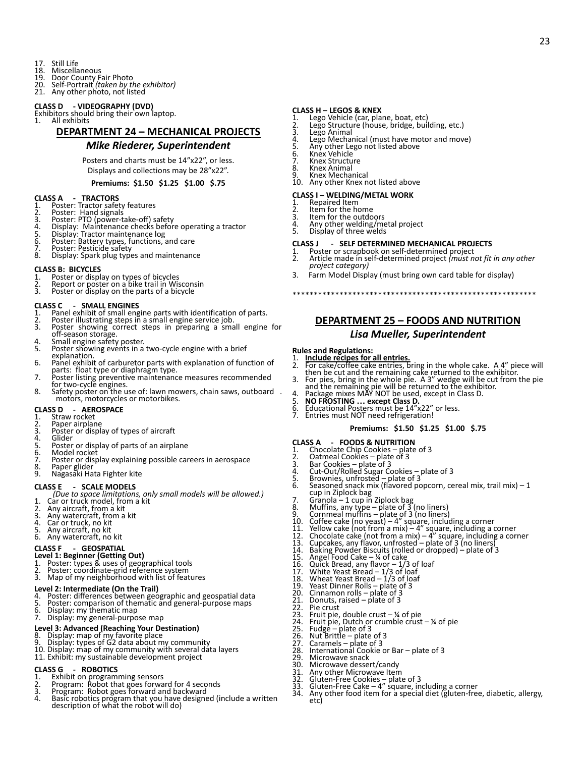17. Still Life
18. Miscellaneous
19. Door County Fair Photo
20. Self-Portrait *(taken by the exhibitor)*
21. Any other photo, not listed

**CLASS D - VIDEOGRAPHY (DVD)**
Exhibitors should bring their own laptop.
1. All exhibits

## DEPARTMENT 24 – MECHANICAL PROJECTS

### *Mike Riederer, Superintendent*

Posters and charts must be 14"x22", or less.
Displays and collections may be 28"x22".

**Premiums: $1.50 $1.25 $1.00 $.75**

**CLASS A - TRACTORS**
1. Poster: Tractor safety features
2. Poster: Hand signals
3. Poster: PTO (power-take-off) safety
4. Display: Maintenance checks before operating a tractor
5. Display: Tractor maintenance log
6. Poster: Battery types, functions, and care
7. Poster: Pesticide safety
8. Display: Spark plug types and maintenance

**CLASS B: BICYCLES**
1. Poster or display on types of bicycles
2. Report or poster on a bike trail in Wisconsin
3. Poster or display on the parts of a bicycle

**CLASS C - SMALL ENGINES**
1. Panel exhibit of small engine parts with identification of parts.
2. Poster illustrating steps in a small engine service job.
3. Poster showing correct steps in preparing a small engine for off-season storage.
4. Small engine safety poster.
5. Poster showing events in a two-cycle engine with a brief explanation.
6. Panel exhibit of carburetor parts with explanation of function of parts: float type or diaphragm type.
7. Poster listing preventive maintenance measures recommended for two-cycle engines.
8. Safety poster on the use of: lawn mowers, chain saws, outboard motors, motorcycles or motorbikes.

**CLASS D - AEROSPACE**
1. Straw rocket
2. Paper airplane
3. Poster or display of types of aircraft
4. Glider
5. Poster or display of parts of an airplane
6. Model rocket
7. Poster or display explaining possible careers in aerospace
8. Paper glider
9. Nagasaki Hata Fighter kite

**CLASS E - SCALE MODELS**
*(Due to space limitations, only small models will be allowed.)*
1. Car or truck model, from a kit
2. Any aircraft, from a kit
3. Any watercraft, from a kit
4. Car or truck, no kit
5. Any aircraft, no kit
6. Any watercraft, no kit

**CLASS F - GEOSPATIAL**
**Level 1: Beginner (Getting Out)**
1. Poster: types & uses of geographical tools
2. Poster: coordinate-grid reference system
3. Map of my neighborhood with list of features

**Level 2: Intermediate (On the Trail)**
4. Poster: differences between geographic and geospatial data
5. Poster: comparison of thematic and general-purpose maps
6. Display: my thematic map
7. Display: my general-purpose map

**Level 3: Advanced (Reaching Your Destination)**
8. Display: map of my favorite place
9. Display: types of G2 data about my community
10. Display: map of my community with several data layers
11. Exhibit: my sustainable development project

**CLASS G - ROBOTICS**
1. Exhibit on programming sensors
2. Program: Robot that goes forward for 4 seconds
3. Program: Robot goes forward and backward
4. Basic robotics program that you have designed (include a written description of what the robot will do)

**CLASS H – LEGOS & KNEX**
1. Lego Vehicle (car, plane, boat, etc)
2. Lego Structure (house, bridge, building, etc.)
3. Lego Animal
4. Lego Mechanical (must have motor and move)
5. Any other Lego not listed above
6. Knex Vehicle
7. Knex Structure
8. Knex Animal
9. Knex Mechanical
10. Any other Knex not listed above

**CLASS I – WELDING/METAL WORK**
1. Repaired Item
2. Item for the home
3. Item for the outdoors
4. Any other welding/metal project
5. Display of three welds

**CLASS J - SELF DETERMINED MECHANICAL PROJECTS**
1. Poster or scrapbook on self-determined project
2. Article made in self-determined project *(must not fit in any other project category)*
3. Farm Model Display (must bring own card table for display)

*********************************************************

## DEPARTMENT 25 – FOODS AND NUTRITION

### *Lisa Mueller, Superintendent*

**Rules and Regulations:**
1. **Include recipes for all entries.**
2. For cake/coffee cake entries, bring in the whole cake. A 4" piece will then be cut and the remaining cake returned to the exhibitor.
3. For pies, bring in the whole pie. A 3" wedge will be cut from the pie and the remaining pie will be returned to the exhibitor.
4. Package mixes MAY NOT be used, except in Class D.
5. **NO FROSTING … except Class D.**
6. Educational Posters must be 14"x22" or less.
7. Entries must NOT need refrigeration!

**Premiums: $1.50 $1.25 $1.00 $.75**

**CLASS A - FOODS & NUTRITION**
1. Chocolate Chip Cookies – plate of 3
2. Oatmeal Cookies – plate of 3
3. Bar Cookies – plate of 3
4. Cut-Out/Rolled Sugar Cookies – plate of 3
5. Brownies, unfrosted – plate of 3
6. Seasoned snack mix (flavored popcorn, cereal mix, trail mix) – 1 cup in Ziplock bag
7. Granola – 1 cup in Ziplock bag
8. Muffins, any type – plate of 3 (no liners)
9. Cornmeal muffins – plate of 3 (no liners)
10. Coffee cake (no yeast) – 4" square, including a corner
11. Yellow cake (not from a mix) – 4" square, including a corner
12. Chocolate cake (not from a mix) – 4" square, including a corner
13. Cupcakes, any flavor, unfrosted – plate of 3 (no liners)
14. Baking Powder Biscuits (rolled or dropped) – plate of 3
15. Angel Food Cake – ¼ of cake
16. Quick Bread, any flavor – 1/3 of loaf
17. White Yeast Bread – 1/3 of loaf
18. Wheat Yeast Bread – 1/3 of loaf
19. Yeast Dinner Rolls – plate of 3
20. Cinnamon rolls – plate of 3
21. Donuts, raised – plate of 3
22. Pie crust
23. Fruit pie, double crust – ¼ of pie
24. Fruit pie, Dutch or crumble crust – ¼ of pie
25. Fudge – plate of 3
26. Nut Brittle – plate of 3
27. Caramels – plate of 3
28. International Cookie or Bar – plate of 3
29. Microwave snack
30. Microwave dessert/candy
31. Any other Microwave Item
32. Gluten-Free Cookies – plate of 3
33. Gluten-Free Cake – 4" square, including a corner
34. Any other food item for a special diet (gluten-free, diabetic, allergy, etc)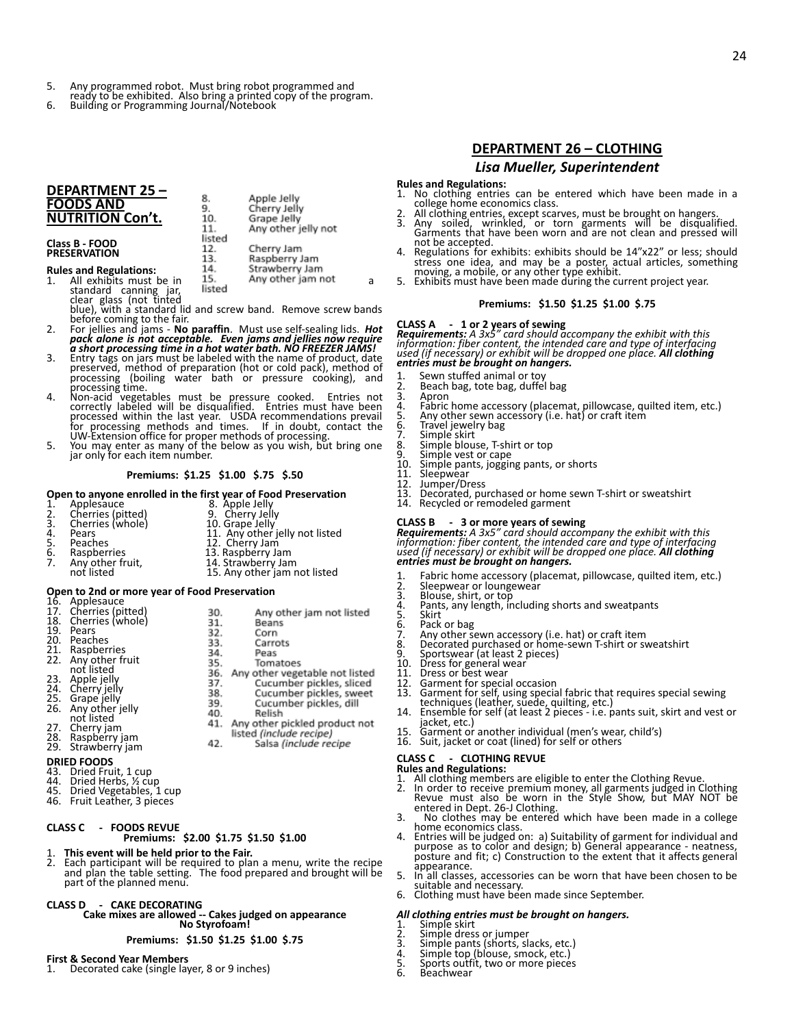5. Any programmed robot. Must bring robot programmed and ready to be exhibited. Also bring a printed copy of the program.
6. Building or Programming Journal/Notebook

## DEPARTMENT 25 – FOODS AND NUTRITION Con't.

**Class B - FOOD PRESERVATION**

8. Apple Jelly
9. Cherry Jelly
10. Grape Jelly
11. Any other jelly not listed
12. Cherry Jam
13. Raspberry Jam
14. Strawberry Jam
15. Any other jam not listed

**Rules and Regulations:**

1. All exhibits must be in a standard canning jar, clear glass (not tinted blue), with a standard lid and screw band. Remove screw bands before coming to the fair.
2. For jellies and jams - **No paraffin**. Must use self-sealing lids. ***Hot pack alone is not acceptable. Even jams and jellies now require a short processing time in a hot water bath. NO FREEZER JAMS!***
3. Entry tags on jars must be labeled with the name of product, date preserved, method of preparation (hot or cold pack), method of processing (boiling water bath or pressure cooking), and processing time.
4. Non-acid vegetables must be pressure cooked. Entries not correctly labeled will be disqualified. Entries must have been processed within the last year. USDA recommendations prevail for processing methods and times. If in doubt, contact the UW-Extension office for proper methods of processing.
5. You may enter as many of the below as you wish, but bring one jar only for each item number.

**Premiums: $1.25 $1.00 $.75 $.50**

**Open to anyone enrolled in the first year of Food Preservation**

1. Applesauce
2. Cherries (pitted)
3. Cherries (whole)
4. Pears
5. Peaches
6. Raspberries
7. Any other fruit, not listed
8. Apple Jelly
9. Cherry Jelly
10. Grape Jelly
11. Any other jelly not listed
12. Cherry Jam
13. Raspberry Jam
14. Strawberry Jam
15. Any other jam not listed

**Open to 2nd or more year of Food Preservation**

16. Applesauce
17. Cherries (pitted)
18. Cherries (whole)
19. Pears
20. Peaches
21. Raspberries
22. Any other fruit not listed
23. Apple jelly
24. Cherry jelly
25. Grape jelly
26. Any other jelly not listed
27. Cherry jam
28. Raspberry jam
29. Strawberry jam
30. Any other jam not listed
31. Beans
32. Corn
33. Carrots
34. Peas
35. Tomatoes
36. Any other vegetable not listed
37. Cucumber pickles, sliced
38. Cucumber pickles, sweet
39. Cucumber pickles, dill
40. Relish
41. Any other pickled product not listed *(include recipe)*
42. Salsa *(include recipe*

**DRIED FOODS**

43. Dried Fruit, 1 cup
44. Dried Herbs, ½ cup
45. Dried Vegetables, 1 cup
46. Fruit Leather, 3 pieces

**CLASS C - FOODS REVUE**

**Premiums: $2.00 $1.75 $1.50 $1.00**

1. **This event will be held prior to the Fair.**
2. Each participant will be required to plan a menu, write the recipe and plan the table setting. The food prepared and brought will be part of the planned menu.

**CLASS D - CAKE DECORATING**

**Cake mixes are allowed -- Cakes judged on appearance No Styrofoam!**

**Premiums: $1.50 $1.25 $1.00 $.75**

**First & Second Year Members**

1. Decorated cake (single layer, 8 or 9 inches)

## DEPARTMENT 26 – CLOTHING

***Lisa Mueller, Superintendent***

**Rules and Regulations:**

1. No clothing entries can be entered which have been made in a college home economics class.
2. All clothing entries, except scarves, must be brought on hangers.
3. Any soiled, wrinkled, or torn garments will be disqualified. Garments that have been worn and are not clean and pressed will not be accepted.
4. Regulations for exhibits: exhibits should be 14"x22" or less; should stress one idea, and may be a poster, actual articles, something moving, a mobile, or any other type exhibit.
5. Exhibits must have been made during the current project year.

**Premiums: $1.50 $1.25 $1.00 $.75**

**CLASS A - 1 or 2 years of sewing**

***Requirements:*** *A 3x5" card should accompany the exhibit with this information: fiber content, the intended care and type of interfacing used (if necessary) or exhibit will be dropped one place.* ***All clothing entries must be brought on hangers.***

1. Sewn stuffed animal or toy
2. Beach bag, tote bag, duffel bag
3. Apron
4. Fabric home accessory (placemat, pillowcase, quilted item, etc.)
5. Any other sewn accessory (i.e. hat) or craft item
6. Travel jewelry bag
7. Simple skirt
8. Simple blouse, T-shirt or top
9. Simple vest or cape
10. Simple pants, jogging pants, or shorts
11. Sleepwear
12. Jumper/Dress
13. Decorated, purchased or home sewn T-shirt or sweatshirt
14. Recycled or remodeled garment

**CLASS B - 3 or more years of sewing**

***Requirements:*** *A 3x5" card should accompany the exhibit with this information: fiber content, the intended care and type of interfacing used (if necessary) or exhibit will be dropped one place.* ***All clothing entries must be brought on hangers.***

1. Fabric home accessory (placemat, pillowcase, quilted item, etc.)
2. Sleepwear or loungewear
3. Blouse, shirt, or top
4. Pants, any length, including shorts and sweatpants
5. Skirt
6. Pack or bag
7. Any other sewn accessory (i.e. hat) or craft item
8. Decorated purchased or home-sewn T-shirt or sweatshirt
9. Sportswear (at least 2 pieces)
10. Dress for general wear
11. Dress or best wear
12. Garment for special occasion
13. Garment for self, using special fabric that requires special sewing techniques (leather, suede, quilting, etc.)
14. Ensemble for self (at least 2 pieces - i.e. pants suit, skirt and vest or jacket, etc.)
15. Garment or another individual (men's wear, child's)
16. Suit, jacket or coat (lined) for self or others

**CLASS C - CLOTHING REVUE**

**Rules and Regulations:**

1. All clothing members are eligible to enter the Clothing Revue.
2. In order to receive premium money, all garments judged in Clothing Revue must also be worn in the Style Show, but MAY NOT be entered in Dept. 26-J Clothing.
3. No clothes may be entered which have been made in a college home economics class.
4. Entries will be judged on: a) Suitability of garment for individual and purpose as to color and design; b) General appearance - neatness, posture and fit; c) Construction to the extent that it affects general appearance.
5. In all classes, accessories can be worn that have been chosen to be suitable and necessary.
6. Clothing must have been made since September.

***All clothing entries must be brought on hangers.***

1. Simple skirt
2. Simple dress or jumper
3. Simple pants (shorts, slacks, etc.)
4. Simple top (blouse, smock, etc.)
5. Sports outfit, two or more pieces
6. Beachwear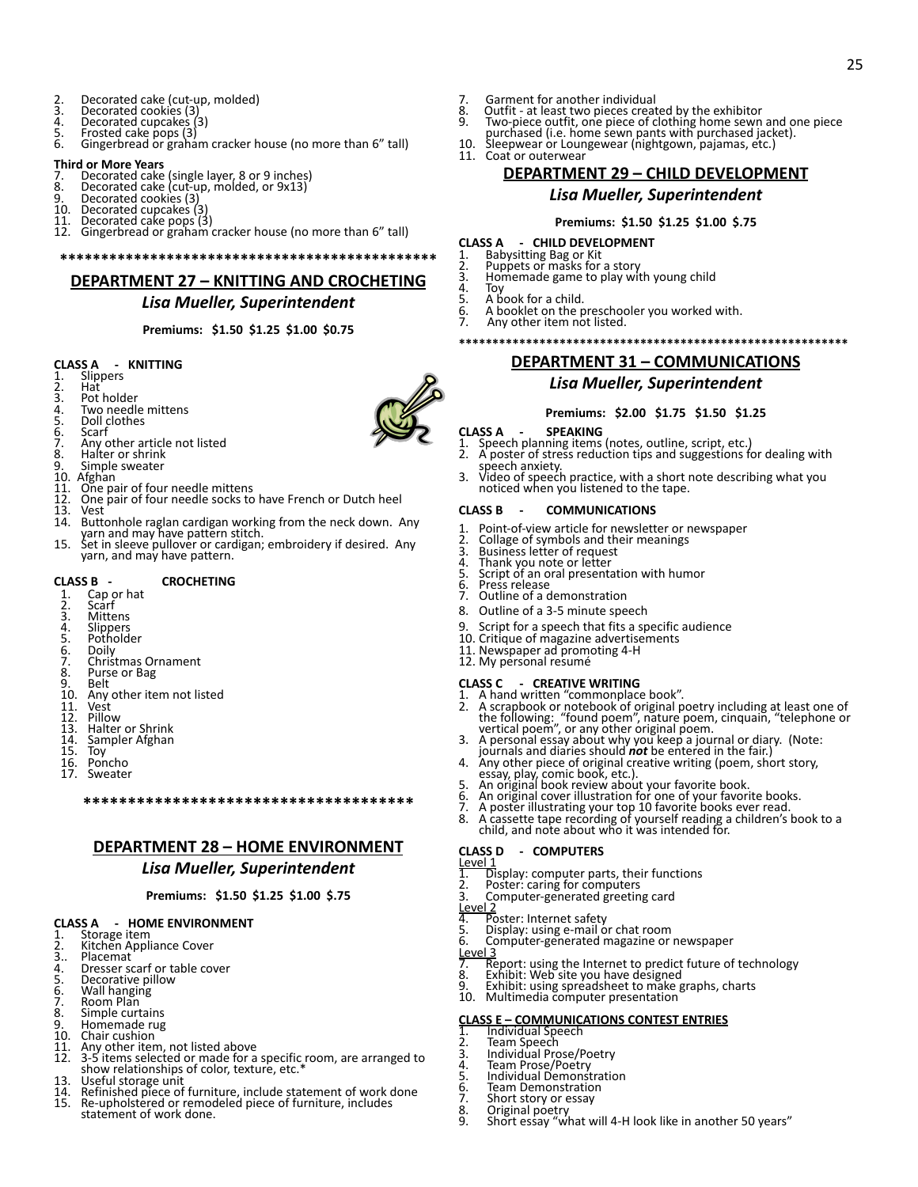2. Decorated cake (cut-up, molded)
3. Decorated cookies (3)
4. Decorated cupcakes (3)
5. Frosted cake pops (3)
6. Gingerbread or graham cracker house (no more than 6" tall)

**Third or More Years**

7. Decorated cake (single layer, 8 or 9 inches)
8. Decorated cake (cut-up, molded, or 9x13)
9. Decorated cookies (3)
10. Decorated cupcakes (3)
11. Decorated cake pops (3)
12. Gingerbread or graham cracker house (no more than 6" tall)

**********************************************

## DEPARTMENT 27 – KNITTING AND CROCHETING

### *Lisa Mueller, Superintendent*

**Premiums: $1.50 $1.25 $1.00 $0.75**

**CLASS A - KNITTING**

1. Slippers
2. Hat
3. Pot holder
4. Two needle mittens
5. Doll clothes
6. Scarf
7. Any other article not listed
8. Halter or shrink
9. Simple sweater
10. Afghan
11. One pair of four needle mittens
12. One pair of four needle socks to have French or Dutch heel
13. Vest
14. Buttonhole raglan cardigan working from the neck down. Any yarn and may have pattern stitch.
15. Set in sleeve pullover or cardigan; embroidery if desired. Any yarn, and may have pattern.

**CLASS B - CROCHETING**

1. Cap or hat
2. Scarf
3. Mittens
4. Slippers
5. Potholder
6. Doily
7. Christmas Ornament
8. Purse or Bag
9. Belt
10. Any other item not listed
11. Vest
12. Pillow
13. Halter or Shrink
14. Sampler Afghan
15. Toy
16. Poncho
17. Sweater

*************************************

## DEPARTMENT 28 – HOME ENVIRONMENT

### *Lisa Mueller, Superintendent*

**Premiums: $1.50 $1.25 $1.00 $.75**

**CLASS A - HOME ENVIRONMENT**

1. Storage item
2. Kitchen Appliance Cover
3. Placemat
4. Dresser scarf or table cover
5. Decorative pillow
6. Wall hanging
7. Room Plan
8. Simple curtains
9. Homemade rug
10. Chair cushion
11. Any other item, not listed above
12. 3-5 items selected or made for a specific room, are arranged to show relationships of color, texture, etc.*
13. Useful storage unit
14. Refinished piece of furniture, include statement of work done
15. Re-upholstered or remodeled piece of furniture, includes statement of work done.

7. Garment for another individual
8. Outfit - at least two pieces created by the exhibitor
9. Two-piece outfit, one piece of clothing home sewn and one piece purchased (i.e. home sewn pants with purchased jacket).
10. Sleepwear or Loungewear (nightgown, pajamas, etc.)
11. Coat or outerwear

## DEPARTMENT 29 – CHILD DEVELOPMENT

### *Lisa Mueller, Superintendent*

**Premiums: $1.50 $1.25 $1.00 $.75**

**CLASS A - CHILD DEVELOPMENT**

1. Babysitting Bag or Kit
2. Puppets or masks for a story
3. Homemade game to play with young child
4. Toy
5. A book for a child.
6. A booklet on the preschooler you worked with.
7. Any other item not listed.

**********************************************************

## DEPARTMENT 31 – COMMUNICATIONS

### *Lisa Mueller, Superintendent*

**Premiums: $2.00 $1.75 $1.50 $1.25**

**CLASS A - SPEAKING**

1. Speech planning items (notes, outline, script, etc.)
2. A poster of stress reduction tips and suggestions for dealing with speech anxiety.
3. Video of speech practice, with a short note describing what you noticed when you listened to the tape.

**CLASS B - COMMUNICATIONS**

1. Point-of-view article for newsletter or newspaper
2. Collage of symbols and their meanings
3. Business letter of request
4. Thank you note or letter
5. Script of an oral presentation with humor
6. Press release
7. Outline of a demonstration
8. Outline of a 3-5 minute speech
9. Script for a speech that fits a specific audience
10. Critique of magazine advertisements
11. Newspaper ad promoting 4-H
12. My personal resumé

**CLASS C - CREATIVE WRITING**

1. A hand written "commonplace book".
2. A scrapbook or notebook of original poetry including at least one of the following: "found poem", nature poem, cinquain, "telephone or vertical poem", or any other original poem.
3. A personal essay about why you keep a journal or diary. (Note: journals and diaries should ***not*** be entered in the fair.)
4. Any other piece of original creative writing (poem, short story, essay, play, comic book, etc.).
5. An original book review about your favorite book.
6. An original cover illustration for one of your favorite books.
7. A poster illustrating your top 10 favorite books ever read.
8. A cassette tape recording of yourself reading a children's book to a child, and note about who it was intended for.

**CLASS D - COMPUTERS**

<u>Level 1</u>

1. Display: computer parts, their functions
2. Poster: caring for computers
3. Computer-generated greeting card

<u>Level 2</u>

4. Poster: Internet safety
5. Display: using e-mail or chat room
6. Computer-generated magazine or newspaper

<u>Level 3</u>

7. Report: using the Internet to predict future of technology
8. Exhibit: Web site you have designed
9. Exhibit: using spreadsheet to make graphs, charts
10. Multimedia computer presentation

**<u>CLASS E – COMMUNICATIONS CONTEST ENTRIES</u>**

1. Individual Speech
2. Team Speech
3. Individual Prose/Poetry
4. Team Prose/Poetry
5. Individual Demonstration
6. Team Demonstration
7. Short story or essay
8. Original poetry
9. Short essay "what will 4-H look like in another 50 years"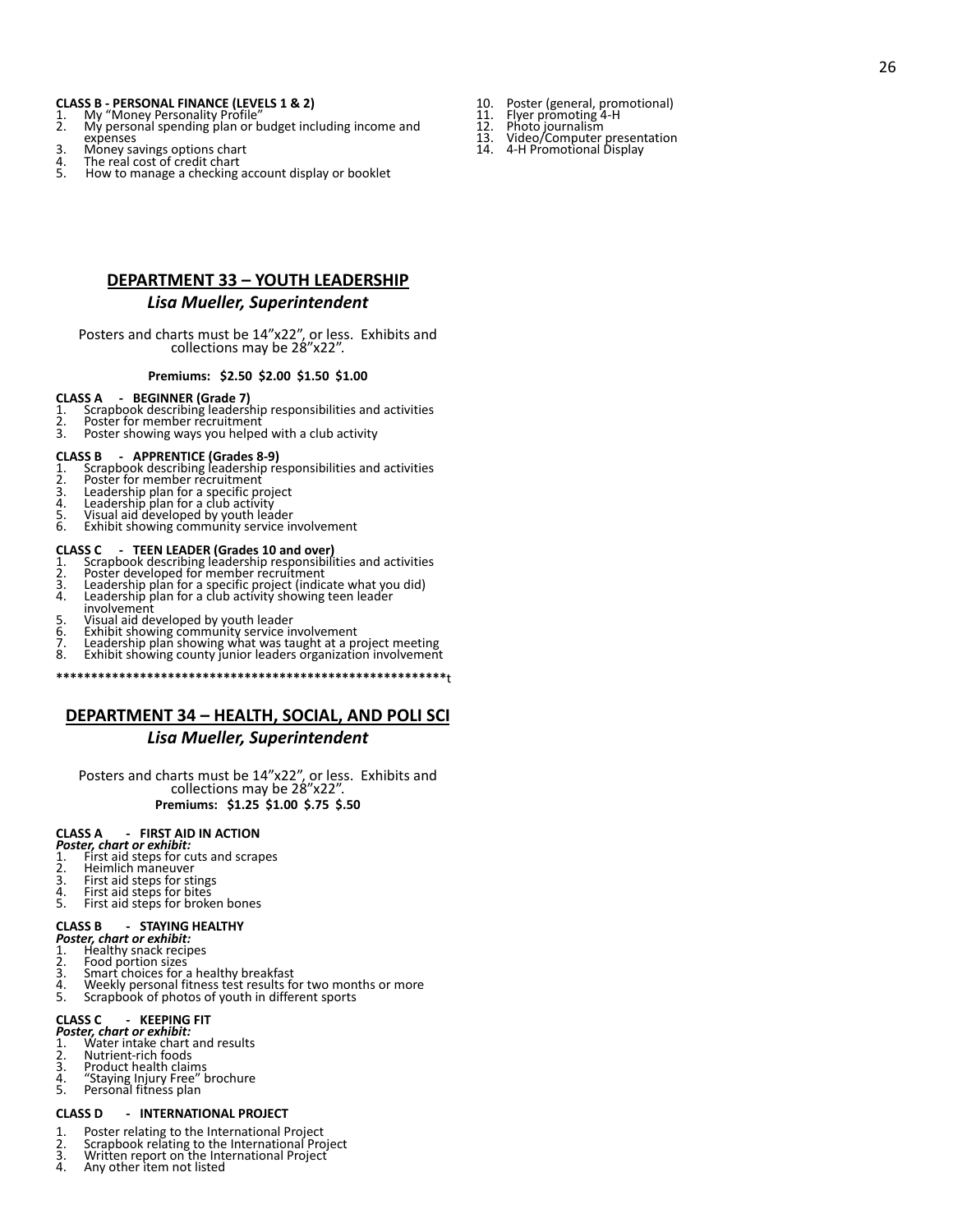**CLASS B - PERSONAL FINANCE (LEVELS 1 & 2)**

1. My "Money Personality Profile"
2. My personal spending plan or budget including income and expenses
3. Money savings options chart
4. The real cost of credit chart
5. How to manage a checking account display or booklet

10. Poster (general, promotional)
11. Flyer promoting 4-H
12. Photo journalism
13. Video/Computer presentation
14. 4-H Promotional Display

## DEPARTMENT 33 – YOUTH LEADERSHIP

### *Lisa Mueller, Superintendent*

Posters and charts must be 14"x22", or less. Exhibits and collections may be 28"x22".

**Premiums: $2.50 $2.00 $1.50 $1.00**

**CLASS A - BEGINNER (Grade 7)**

1. Scrapbook describing leadership responsibilities and activities
2. Poster for member recruitment
3. Poster showing ways you helped with a club activity

**CLASS B - APPRENTICE (Grades 8-9)**

1. Scrapbook describing leadership responsibilities and activities
2. Poster for member recruitment
3. Leadership plan for a specific project
4. Leadership plan for a club activity
5. Visual aid developed by youth leader
6. Exhibit showing community service involvement

**CLASS C - TEEN LEADER (Grades 10 and over)**

1. Scrapbook describing leadership responsibilities and activities
2. Poster developed for member recruitment
3. Leadership plan for a specific project (indicate what you did)
4. Leadership plan for a club activity showing teen leader involvement
5. Visual aid developed by youth leader
6. Exhibit showing community service involvement
7. Leadership plan showing what was taught at a project meeting
8. Exhibit showing county junior leaders organization involvement

*********************************************************t

## DEPARTMENT 34 – HEALTH, SOCIAL, AND POLI SCI

### *Lisa Mueller, Superintendent*

Posters and charts must be 14"x22", or less. Exhibits and collections may be 28"x22".

**Premiums: $1.25 $1.00 $.75 $.50**

**CLASS A - FIRST AID IN ACTION**

***Poster, chart or exhibit:***

1. First aid steps for cuts and scrapes
2. Heimlich maneuver
3. First aid steps for stings
4. First aid steps for bites
5. First aid steps for broken bones

**CLASS B - STAYING HEALTHY**

***Poster, chart or exhibit:***

1. Healthy snack recipes
2. Food portion sizes
3. Smart choices for a healthy breakfast
4. Weekly personal fitness test results for two months or more
5. Scrapbook of photos of youth in different sports

**CLASS C - KEEPING FIT**

***Poster, chart or exhibit:***

1. Water intake chart and results
2. Nutrient-rich foods
3. Product health claims
4. "Staying Injury Free" brochure
5. Personal fitness plan

**CLASS D - INTERNATIONAL PROJECT**

1. Poster relating to the International Project
2. Scrapbook relating to the International Project
3. Written report on the International Project
4. Any other item not listed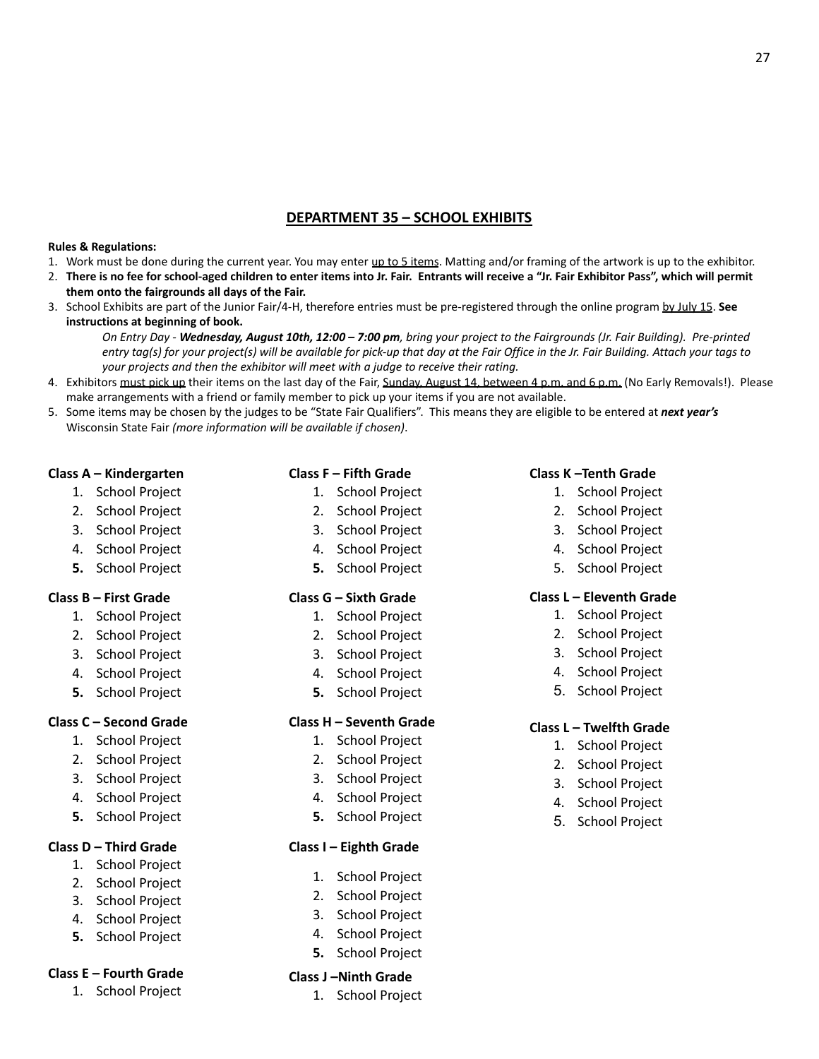## DEPARTMENT 35 – SCHOOL EXHIBITS

**Rules & Regulations:**

1. Work must be done during the current year. You may enter up to 5 items. Matting and/or framing of the artwork is up to the exhibitor.
2. **There is no fee for school-aged children to enter items into Jr. Fair. Entrants will receive a "Jr. Fair Exhibitor Pass", which will permit them onto the fairgrounds all days of the Fair.**
3. School Exhibits are part of the Junior Fair/4-H, therefore entries must be pre-registered through the online program by July 15. **See instructions at beginning of book.**

   *On Entry Day - **Wednesday, August 10th, 12:00 – 7:00 pm**, bring your project to the Fairgrounds (Jr. Fair Building). Pre-printed entry tag(s) for your project(s) will be available for pick-up that day at the Fair Office in the Jr. Fair Building. Attach your tags to your projects and then the exhibitor will meet with a judge to receive their rating.*
4. Exhibitors must pick up their items on the last day of the Fair, Sunday, August 14, between 4 p.m. and 6 p.m. (No Early Removals!). Please make arrangements with a friend or family member to pick up your items if you are not available.
5. Some items may be chosen by the judges to be "State Fair Qualifiers". This means they are eligible to be entered at ***next year's*** Wisconsin State Fair *(more information will be available if chosen)*.

**Class A – Kindergarten**
1. School Project
2. School Project
3. School Project
4. School Project
5. School Project

**Class B – First Grade**
1. School Project
2. School Project
3. School Project
4. School Project
5. School Project

**Class C – Second Grade**
1. School Project
2. School Project
3. School Project
4. School Project
5. School Project

**Class D – Third Grade**
1. School Project
2. School Project
3. School Project
4. School Project
5. School Project

**Class E – Fourth Grade**
1. School Project

**Class F – Fifth Grade**
1. School Project
2. School Project
3. School Project
4. School Project
5. School Project

**Class G – Sixth Grade**
1. School Project
2. School Project
3. School Project
4. School Project
5. School Project

**Class H – Seventh Grade**
1. School Project
2. School Project
3. School Project
4. School Project
5. School Project

**Class I – Eighth Grade**
1. School Project
2. School Project
3. School Project
4. School Project
5. School Project

**Class J –Ninth Grade**
1. School Project

**Class K –Tenth Grade**
1. School Project
2. School Project
3. School Project
4. School Project
5. School Project

**Class L – Eleventh Grade**
1. School Project
2. School Project
3. School Project
4. School Project
5. School Project

**Class L – Twelfth Grade**
1. School Project
2. School Project
3. School Project
4. School Project
5. School Project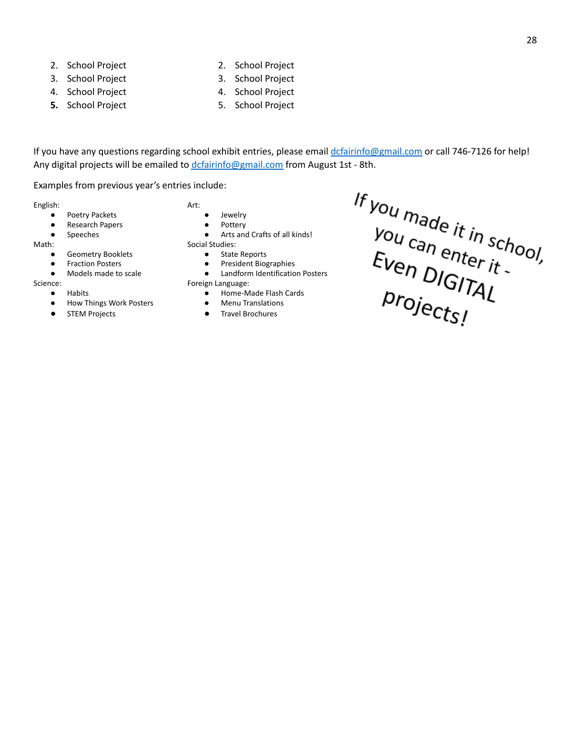2. School Project
3. School Project
4. School Project
5. **School Project**

2. School Project
3. School Project
4. School Project
5. School Project

If you have any questions regarding school exhibit entries, please email dcfairinfo@gmail.com or call 746-7126 for help! Any digital projects will be emailed to dcfairinfo@gmail.com from August 1st - 8th.

Examples from previous year's entries include:

English:

- Poetry Packets
- Research Papers
- Speeches

Math:

- Geometry Booklets
- Fraction Posters
- Models made to scale

Science:

- Habits
- How Things Work Posters
- STEM Projects

Art:

- Jewelry
- Pottery
- Arts and Crafts of all kinds!

Social Studies:

- State Reports
- President Biographies
- Landform Identification Posters

Foreign Language:

- Home-Made Flash Cards
- Menu Translations
- Travel Brochures

If you made it in school, you can enter it - Even DIGITAL projects!